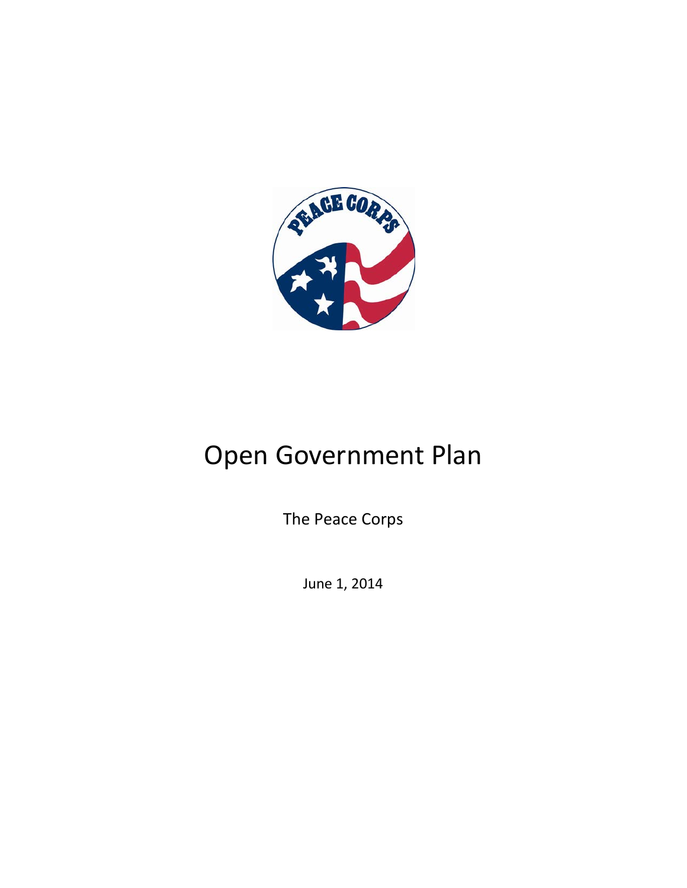# Open Government Plan

The Peace Corps

June 1, 2014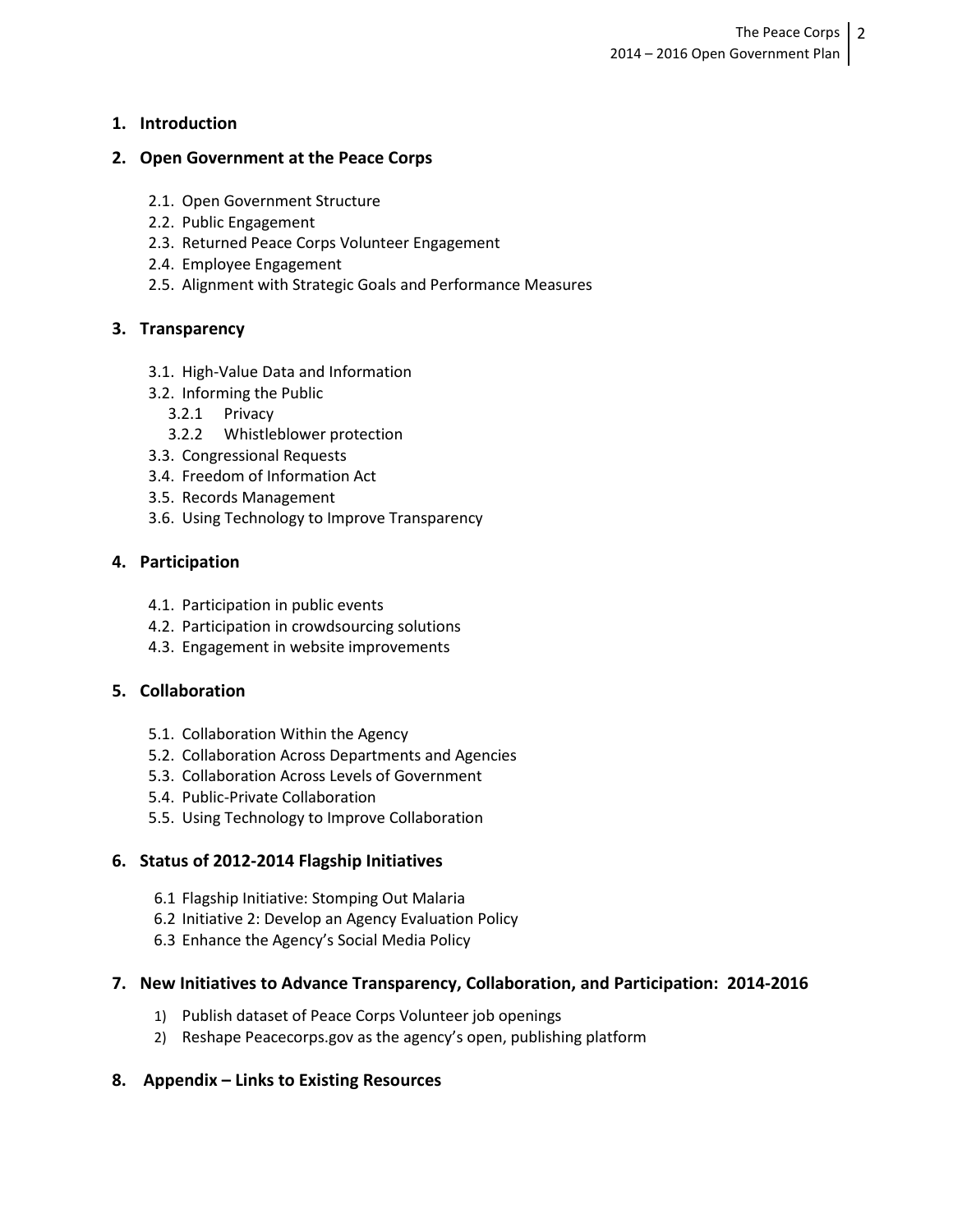1. **Introduction**

2. **Open Government at the Peace Corps**
   - 2.1. Open Government Structure
   - 2.2. Public Engagement
   - 2.3. Returned Peace Corps Volunteer Engagement
   - 2.4. Employee Engagement
   - 2.5. Alignment with Strategic Goals and Performance Measures

3. **Transparency**
   - 3.1. High-Value Data and Information
   - 3.2. Informing the Public
     - 3.2.1 Privacy
     - 3.2.2 Whistleblower protection
   - 3.3. Congressional Requests
   - 3.4. Freedom of Information Act
   - 3.5. Records Management
   - 3.6. Using Technology to Improve Transparency

4. **Participation**
   - 4.1. Participation in public events
   - 4.2. Participation in crowdsourcing solutions
   - 4.3. Engagement in website improvements

5. **Collaboration**
   - 5.1. Collaboration Within the Agency
   - 5.2. Collaboration Across Departments and Agencies
   - 5.3. Collaboration Across Levels of Government
   - 5.4. Public-Private Collaboration
   - 5.5. Using Technology to Improve Collaboration

6. **Status of 2012-2014 Flagship Initiatives**
   - 6.1 Flagship Initiative: Stomping Out Malaria
   - 6.2 Initiative 2: Develop an Agency Evaluation Policy
   - 6.3 Enhance the Agency's Social Media Policy

7. **New Initiatives to Advance Transparency, Collaboration, and Participation: 2014-2016**
   1) Publish dataset of Peace Corps Volunteer job openings
   2) Reshape Peacecorps.gov as the agency's open, publishing platform

8. **Appendix – Links to Existing Resources**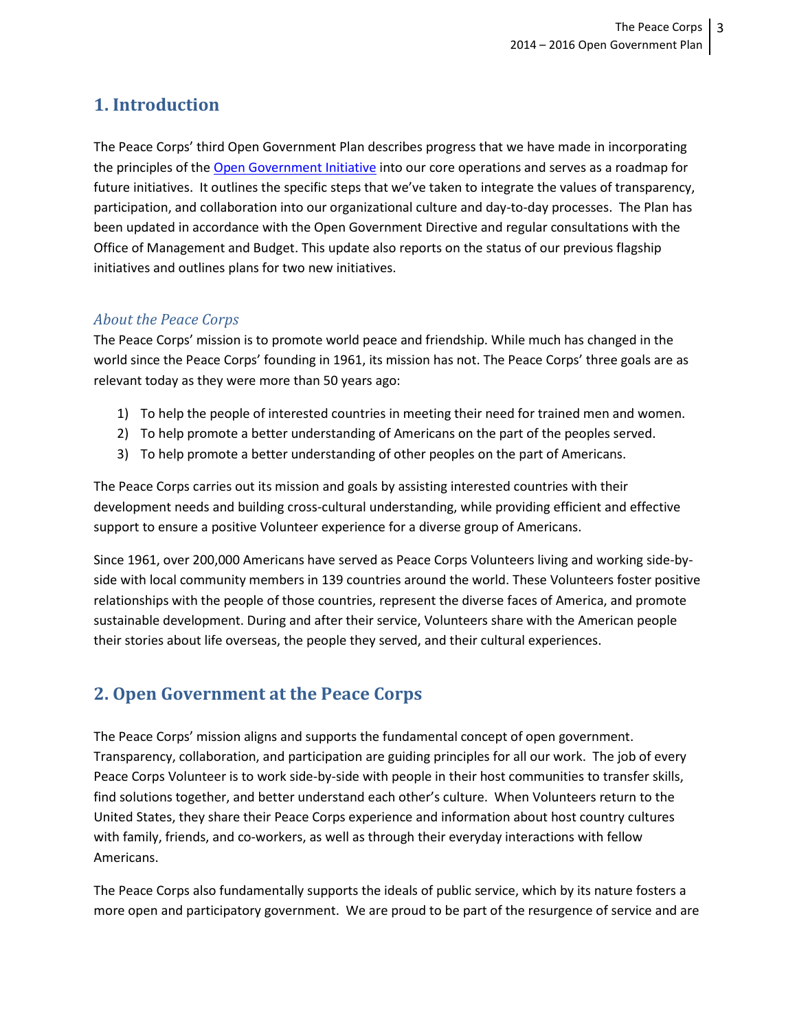# 1. Introduction

The Peace Corps' third Open Government Plan describes progress that we have made in incorporating the principles of the Open Government Initiative into our core operations and serves as a roadmap for future initiatives. It outlines the specific steps that we've taken to integrate the values of transparency, participation, and collaboration into our organizational culture and day-to-day processes. The Plan has been updated in accordance with the Open Government Directive and regular consultations with the Office of Management and Budget. This update also reports on the status of our previous flagship initiatives and outlines plans for two new initiatives.

### *About the Peace Corps*

The Peace Corps' mission is to promote world peace and friendship. While much has changed in the world since the Peace Corps' founding in 1961, its mission has not. The Peace Corps' three goals are as relevant today as they were more than 50 years ago:

1) To help the people of interested countries in meeting their need for trained men and women.
2) To help promote a better understanding of Americans on the part of the peoples served.
3) To help promote a better understanding of other peoples on the part of Americans.

The Peace Corps carries out its mission and goals by assisting interested countries with their development needs and building cross-cultural understanding, while providing efficient and effective support to ensure a positive Volunteer experience for a diverse group of Americans.

Since 1961, over 200,000 Americans have served as Peace Corps Volunteers living and working side-by-side with local community members in 139 countries around the world. These Volunteers foster positive relationships with the people of those countries, represent the diverse faces of America, and promote sustainable development. During and after their service, Volunteers share with the American people their stories about life overseas, the people they served, and their cultural experiences.

# 2. Open Government at the Peace Corps

The Peace Corps' mission aligns and supports the fundamental concept of open government. Transparency, collaboration, and participation are guiding principles for all our work. The job of every Peace Corps Volunteer is to work side-by-side with people in their host communities to transfer skills, find solutions together, and better understand each other's culture. When Volunteers return to the United States, they share their Peace Corps experience and information about host country cultures with family, friends, and co-workers, as well as through their everyday interactions with fellow Americans.

The Peace Corps also fundamentally supports the ideals of public service, which by its nature fosters a more open and participatory government. We are proud to be part of the resurgence of service and are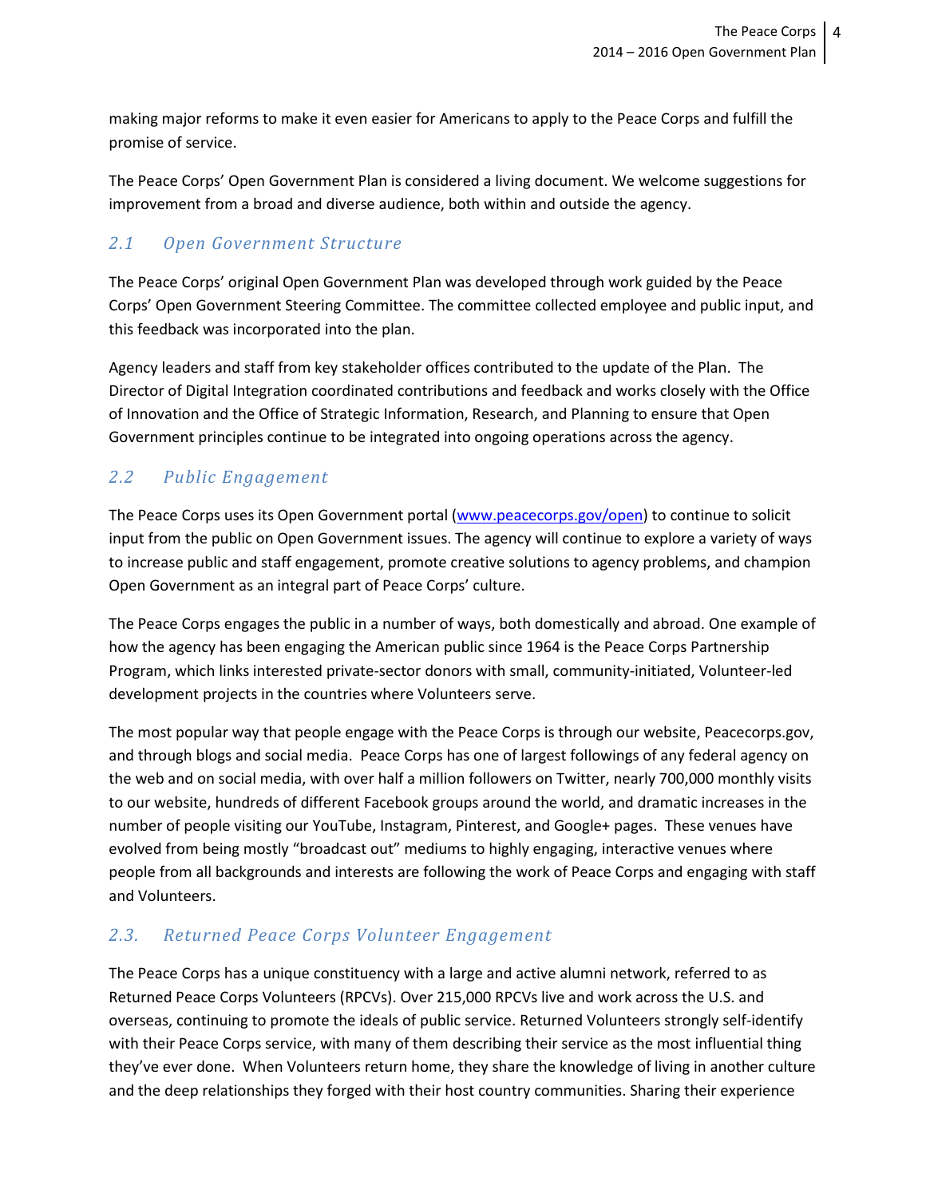making major reforms to make it even easier for Americans to apply to the Peace Corps and fulfill the promise of service.

The Peace Corps' Open Government Plan is considered a living document. We welcome suggestions for improvement from a broad and diverse audience, both within and outside the agency.

## *2.1 Open Government Structure*

The Peace Corps' original Open Government Plan was developed through work guided by the Peace Corps' Open Government Steering Committee. The committee collected employee and public input, and this feedback was incorporated into the plan.

Agency leaders and staff from key stakeholder offices contributed to the update of the Plan. The Director of Digital Integration coordinated contributions and feedback and works closely with the Office of Innovation and the Office of Strategic Information, Research, and Planning to ensure that Open Government principles continue to be integrated into ongoing operations across the agency.

## *2.2 Public Engagement*

The Peace Corps uses its Open Government portal ([www.peacecorps.gov/open](www.peacecorps.gov/open)) to continue to solicit input from the public on Open Government issues. The agency will continue to explore a variety of ways to increase public and staff engagement, promote creative solutions to agency problems, and champion Open Government as an integral part of Peace Corps' culture.

The Peace Corps engages the public in a number of ways, both domestically and abroad. One example of how the agency has been engaging the American public since 1964 is the Peace Corps Partnership Program, which links interested private-sector donors with small, community-initiated, Volunteer-led development projects in the countries where Volunteers serve.

The most popular way that people engage with the Peace Corps is through our website, Peacecorps.gov, and through blogs and social media. Peace Corps has one of largest followings of any federal agency on the web and on social media, with over half a million followers on Twitter, nearly 700,000 monthly visits to our website, hundreds of different Facebook groups around the world, and dramatic increases in the number of people visiting our YouTube, Instagram, Pinterest, and Google+ pages. These venues have evolved from being mostly "broadcast out" mediums to highly engaging, interactive venues where people from all backgrounds and interests are following the work of Peace Corps and engaging with staff and Volunteers.

## *2.3. Returned Peace Corps Volunteer Engagement*

The Peace Corps has a unique constituency with a large and active alumni network, referred to as Returned Peace Corps Volunteers (RPCVs). Over 215,000 RPCVs live and work across the U.S. and overseas, continuing to promote the ideals of public service. Returned Volunteers strongly self-identify with their Peace Corps service, with many of them describing their service as the most influential thing they've ever done. When Volunteers return home, they share the knowledge of living in another culture and the deep relationships they forged with their host country communities. Sharing their experience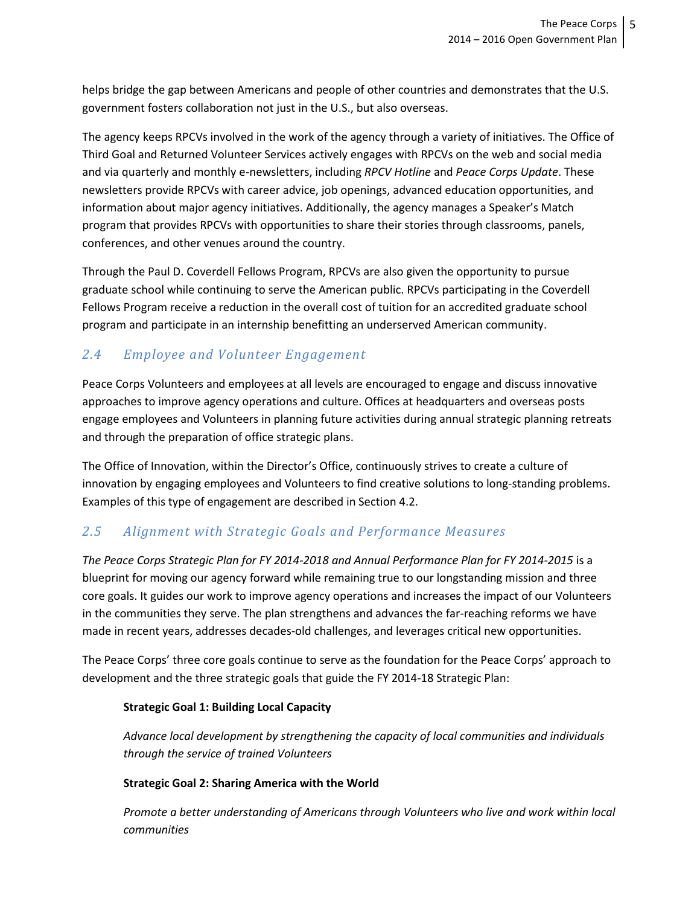helps bridge the gap between Americans and people of other countries and demonstrates that the U.S. government fosters collaboration not just in the U.S., but also overseas.

The agency keeps RPCVs involved in the work of the agency through a variety of initiatives. The Office of Third Goal and Returned Volunteer Services actively engages with RPCVs on the web and social media and via quarterly and monthly e-newsletters, including *RPCV Hotline* and *Peace Corps Update*. These newsletters provide RPCVs with career advice, job openings, advanced education opportunities, and information about major agency initiatives. Additionally, the agency manages a Speaker's Match program that provides RPCVs with opportunities to share their stories through classrooms, panels, conferences, and other venues around the country.

Through the Paul D. Coverdell Fellows Program, RPCVs are also given the opportunity to pursue graduate school while continuing to serve the American public. RPCVs participating in the Coverdell Fellows Program receive a reduction in the overall cost of tuition for an accredited graduate school program and participate in an internship benefitting an underserved American community.

## *2.4 Employee and Volunteer Engagement*

Peace Corps Volunteers and employees at all levels are encouraged to engage and discuss innovative approaches to improve agency operations and culture. Offices at headquarters and overseas posts engage employees and Volunteers in planning future activities during annual strategic planning retreats and through the preparation of office strategic plans.

The Office of Innovation, within the Director's Office, continuously strives to create a culture of innovation by engaging employees and Volunteers to find creative solutions to long-standing problems. Examples of this type of engagement are described in Section 4.2.

## *2.5 Alignment with Strategic Goals and Performance Measures*

*The Peace Corps Strategic Plan for FY 2014-2018 and Annual Performance Plan for FY 2014-2015* is a blueprint for moving our agency forward while remaining true to our longstanding mission and three core goals. It guides our work to improve agency operations and increases the impact of our Volunteers in the communities they serve. The plan strengthens and advances the far-reaching reforms we have made in recent years, addresses decades-old challenges, and leverages critical new opportunities.

The Peace Corps' three core goals continue to serve as the foundation for the Peace Corps' approach to development and the three strategic goals that guide the FY 2014-18 Strategic Plan:

**Strategic Goal 1: Building Local Capacity**

*Advance local development by strengthening the capacity of local communities and individuals through the service of trained Volunteers*

**Strategic Goal 2: Sharing America with the World**

*Promote a better understanding of Americans through Volunteers who live and work within local communities*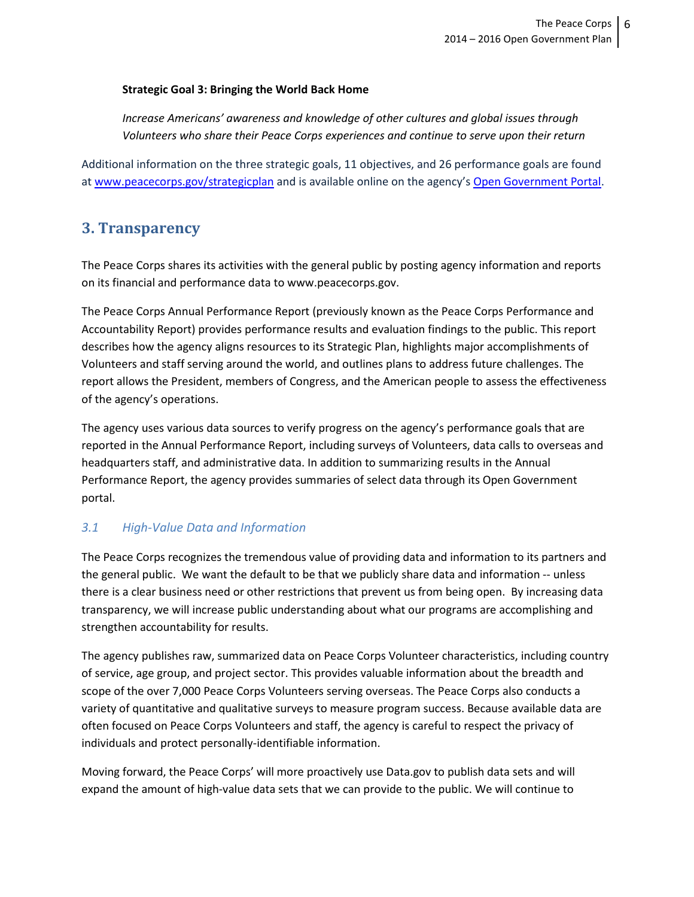**Strategic Goal 3: Bringing the World Back Home**

*Increase Americans' awareness and knowledge of other cultures and global issues through Volunteers who share their Peace Corps experiences and continue to serve upon their return*

Additional information on the three strategic goals, 11 objectives, and 26 performance goals are found at www.peacecorps.gov/strategicplan and is available online on the agency's Open Government Portal.

## 3. Transparency

The Peace Corps shares its activities with the general public by posting agency information and reports on its financial and performance data to www.peacecorps.gov.

The Peace Corps Annual Performance Report (previously known as the Peace Corps Performance and Accountability Report) provides performance results and evaluation findings to the public. This report describes how the agency aligns resources to its Strategic Plan, highlights major accomplishments of Volunteers and staff serving around the world, and outlines plans to address future challenges. The report allows the President, members of Congress, and the American people to assess the effectiveness of the agency's operations.

The agency uses various data sources to verify progress on the agency's performance goals that are reported in the Annual Performance Report, including surveys of Volunteers, data calls to overseas and headquarters staff, and administrative data. In addition to summarizing results in the Annual Performance Report, the agency provides summaries of select data through its Open Government portal.

### *3.1 High-Value Data and Information*

The Peace Corps recognizes the tremendous value of providing data and information to its partners and the general public. We want the default to be that we publicly share data and information -- unless there is a clear business need or other restrictions that prevent us from being open. By increasing data transparency, we will increase public understanding about what our programs are accomplishing and strengthen accountability for results.

The agency publishes raw, summarized data on Peace Corps Volunteer characteristics, including country of service, age group, and project sector. This provides valuable information about the breadth and scope of the over 7,000 Peace Corps Volunteers serving overseas. The Peace Corps also conducts a variety of quantitative and qualitative surveys to measure program success. Because available data are often focused on Peace Corps Volunteers and staff, the agency is careful to respect the privacy of individuals and protect personally-identifiable information.

Moving forward, the Peace Corps' will more proactively use Data.gov to publish data sets and will expand the amount of high-value data sets that we can provide to the public. We will continue to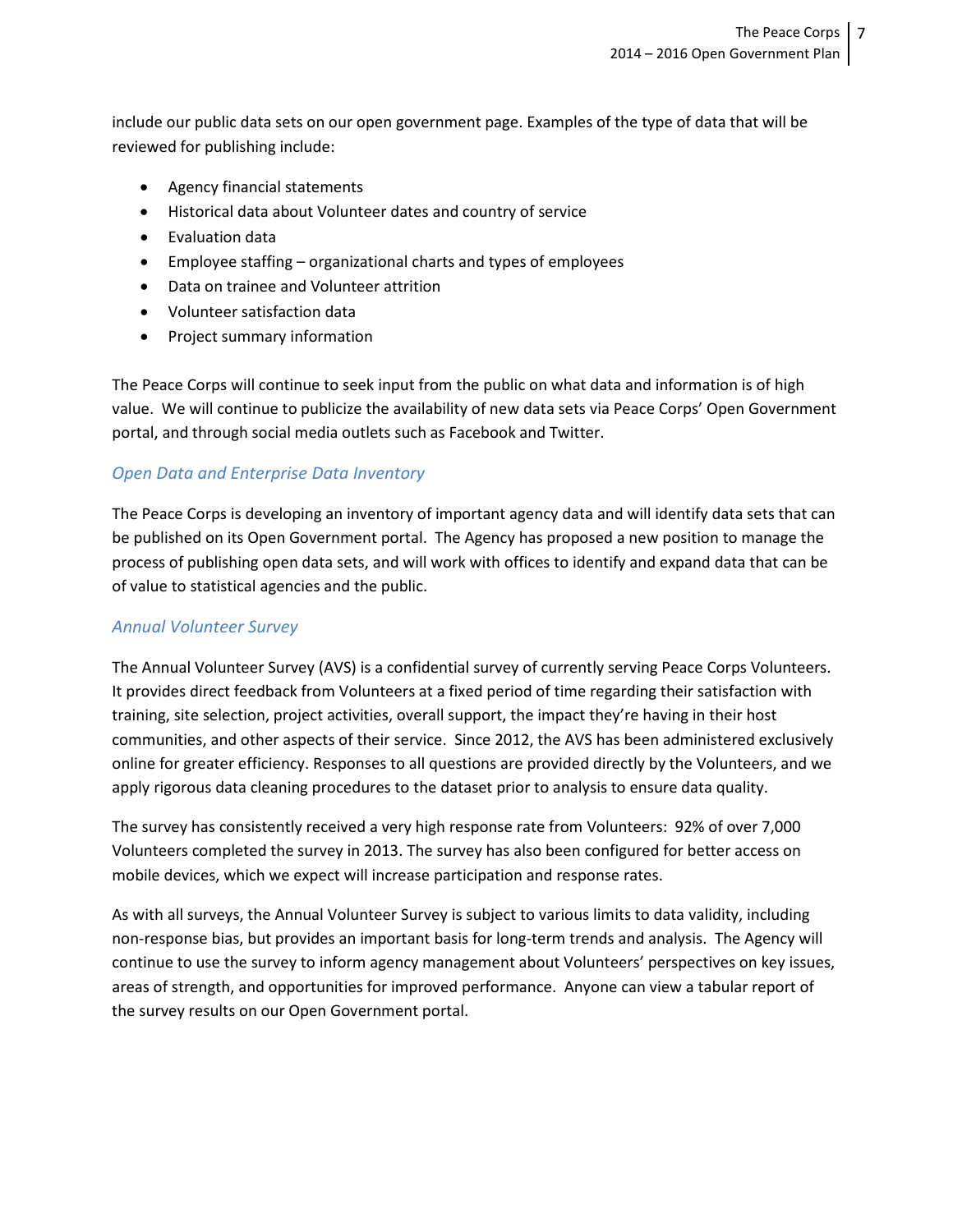include our public data sets on our open government page. Examples of the type of data that will be reviewed for publishing include:

- Agency financial statements
- Historical data about Volunteer dates and country of service
- Evaluation data
- Employee staffing – organizational charts and types of employees
- Data on trainee and Volunteer attrition
- Volunteer satisfaction data
- Project summary information

The Peace Corps will continue to seek input from the public on what data and information is of high value. We will continue to publicize the availability of new data sets via Peace Corps' Open Government portal, and through social media outlets such as Facebook and Twitter.

### *Open Data and Enterprise Data Inventory*

The Peace Corps is developing an inventory of important agency data and will identify data sets that can be published on its Open Government portal. The Agency has proposed a new position to manage the process of publishing open data sets, and will work with offices to identify and expand data that can be of value to statistical agencies and the public.

### *Annual Volunteer Survey*

The Annual Volunteer Survey (AVS) is a confidential survey of currently serving Peace Corps Volunteers. It provides direct feedback from Volunteers at a fixed period of time regarding their satisfaction with training, site selection, project activities, overall support, the impact they're having in their host communities, and other aspects of their service. Since 2012, the AVS has been administered exclusively online for greater efficiency. Responses to all questions are provided directly by the Volunteers, and we apply rigorous data cleaning procedures to the dataset prior to analysis to ensure data quality.

The survey has consistently received a very high response rate from Volunteers: 92% of over 7,000 Volunteers completed the survey in 2013. The survey has also been configured for better access on mobile devices, which we expect will increase participation and response rates.

As with all surveys, the Annual Volunteer Survey is subject to various limits to data validity, including non-response bias, but provides an important basis for long-term trends and analysis. The Agency will continue to use the survey to inform agency management about Volunteers' perspectives on key issues, areas of strength, and opportunities for improved performance. Anyone can view a tabular report of the survey results on our Open Government portal.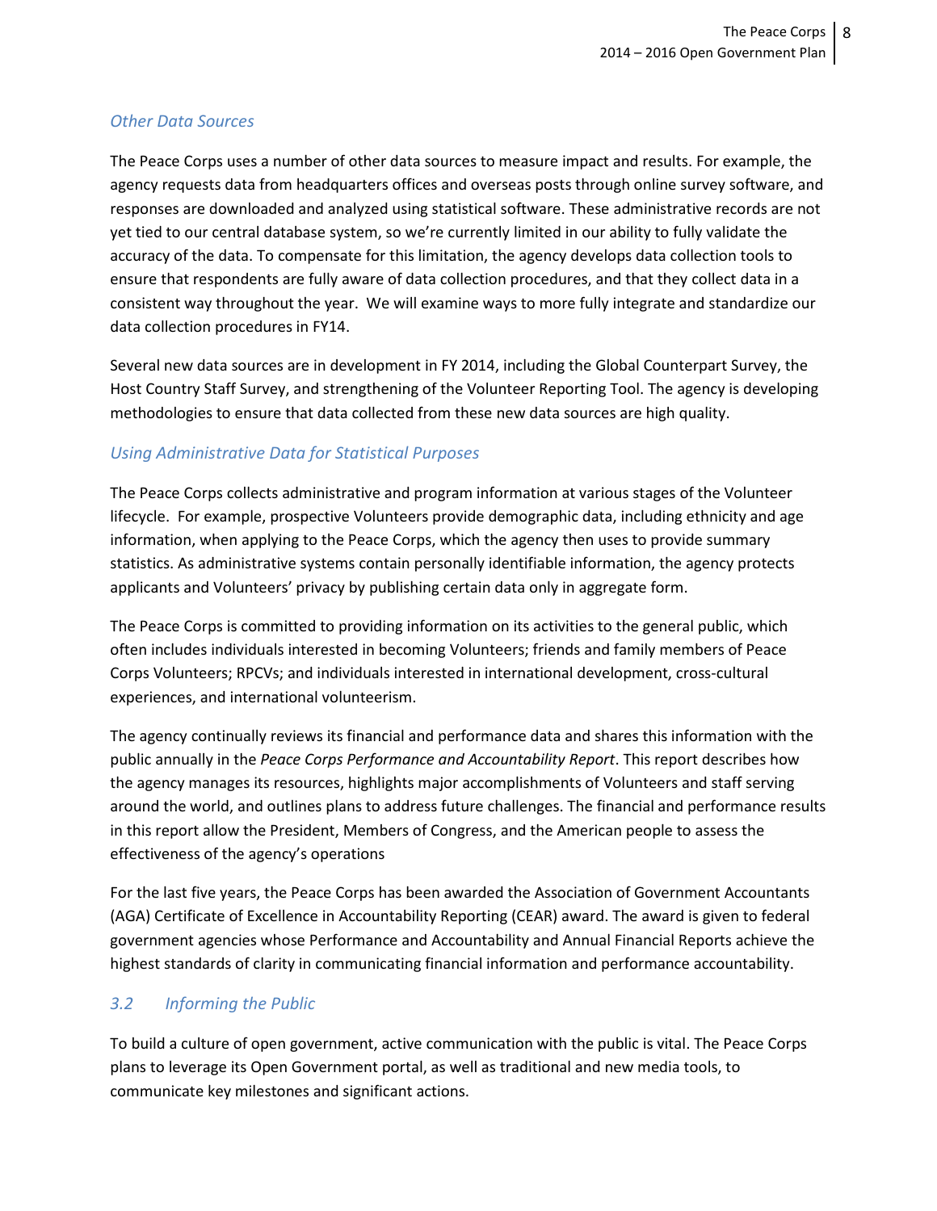### *Other Data Sources*

The Peace Corps uses a number of other data sources to measure impact and results. For example, the agency requests data from headquarters offices and overseas posts through online survey software, and responses are downloaded and analyzed using statistical software. These administrative records are not yet tied to our central database system, so we're currently limited in our ability to fully validate the accuracy of the data. To compensate for this limitation, the agency develops data collection tools to ensure that respondents are fully aware of data collection procedures, and that they collect data in a consistent way throughout the year. We will examine ways to more fully integrate and standardize our data collection procedures in FY14.

Several new data sources are in development in FY 2014, including the Global Counterpart Survey, the Host Country Staff Survey, and strengthening of the Volunteer Reporting Tool. The agency is developing methodologies to ensure that data collected from these new data sources are high quality.

### *Using Administrative Data for Statistical Purposes*

The Peace Corps collects administrative and program information at various stages of the Volunteer lifecycle. For example, prospective Volunteers provide demographic data, including ethnicity and age information, when applying to the Peace Corps, which the agency then uses to provide summary statistics. As administrative systems contain personally identifiable information, the agency protects applicants and Volunteers' privacy by publishing certain data only in aggregate form.

The Peace Corps is committed to providing information on its activities to the general public, which often includes individuals interested in becoming Volunteers; friends and family members of Peace Corps Volunteers; RPCVs; and individuals interested in international development, cross-cultural experiences, and international volunteerism.

The agency continually reviews its financial and performance data and shares this information with the public annually in the *Peace Corps Performance and Accountability Report*. This report describes how the agency manages its resources, highlights major accomplishments of Volunteers and staff serving around the world, and outlines plans to address future challenges. The financial and performance results in this report allow the President, Members of Congress, and the American people to assess the effectiveness of the agency's operations

For the last five years, the Peace Corps has been awarded the Association of Government Accountants (AGA) Certificate of Excellence in Accountability Reporting (CEAR) award. The award is given to federal government agencies whose Performance and Accountability and Annual Financial Reports achieve the highest standards of clarity in communicating financial information and performance accountability.

## *3.2 Informing the Public*

To build a culture of open government, active communication with the public is vital. The Peace Corps plans to leverage its Open Government portal, as well as traditional and new media tools, to communicate key milestones and significant actions.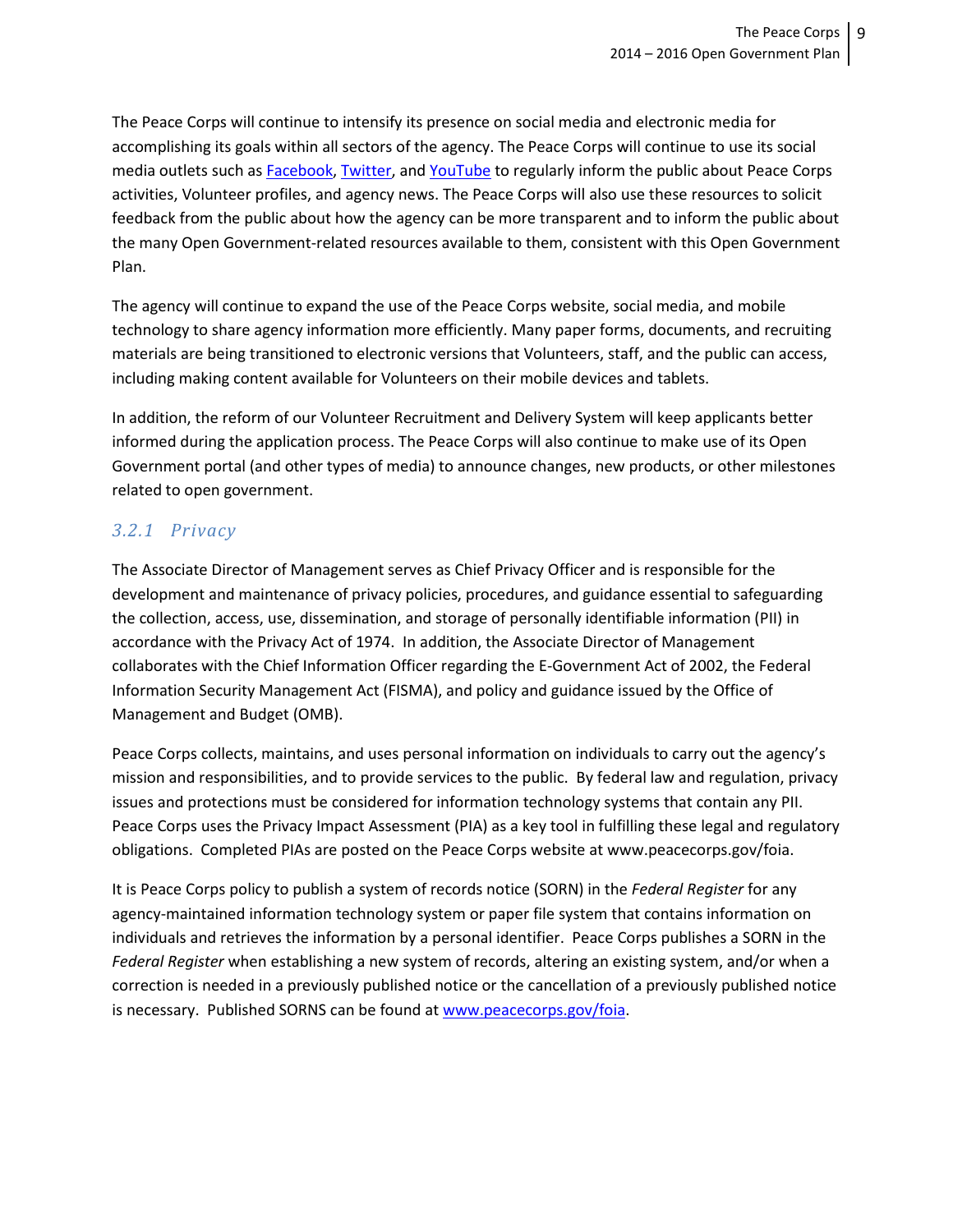The Peace Corps will continue to intensify its presence on social media and electronic media for accomplishing its goals within all sectors of the agency. The Peace Corps will continue to use its social media outlets such as Facebook, Twitter, and YouTube to regularly inform the public about Peace Corps activities, Volunteer profiles, and agency news. The Peace Corps will also use these resources to solicit feedback from the public about how the agency can be more transparent and to inform the public about the many Open Government-related resources available to them, consistent with this Open Government Plan.

The agency will continue to expand the use of the Peace Corps website, social media, and mobile technology to share agency information more efficiently. Many paper forms, documents, and recruiting materials are being transitioned to electronic versions that Volunteers, staff, and the public can access, including making content available for Volunteers on their mobile devices and tablets.

In addition, the reform of our Volunteer Recruitment and Delivery System will keep applicants better informed during the application process. The Peace Corps will also continue to make use of its Open Government portal (and other types of media) to announce changes, new products, or other milestones related to open government.

### 3.2.1 Privacy

The Associate Director of Management serves as Chief Privacy Officer and is responsible for the development and maintenance of privacy policies, procedures, and guidance essential to safeguarding the collection, access, use, dissemination, and storage of personally identifiable information (PII) in accordance with the Privacy Act of 1974. In addition, the Associate Director of Management collaborates with the Chief Information Officer regarding the E-Government Act of 2002, the Federal Information Security Management Act (FISMA), and policy and guidance issued by the Office of Management and Budget (OMB).

Peace Corps collects, maintains, and uses personal information on individuals to carry out the agency's mission and responsibilities, and to provide services to the public. By federal law and regulation, privacy issues and protections must be considered for information technology systems that contain any PII. Peace Corps uses the Privacy Impact Assessment (PIA) as a key tool in fulfilling these legal and regulatory obligations. Completed PIAs are posted on the Peace Corps website at www.peacecorps.gov/foia.

It is Peace Corps policy to publish a system of records notice (SORN) in the *Federal Register* for any agency-maintained information technology system or paper file system that contains information on individuals and retrieves the information by a personal identifier. Peace Corps publishes a SORN in the *Federal Register* when establishing a new system of records, altering an existing system, and/or when a correction is needed in a previously published notice or the cancellation of a previously published notice is necessary. Published SORNS can be found at www.peacecorps.gov/foia.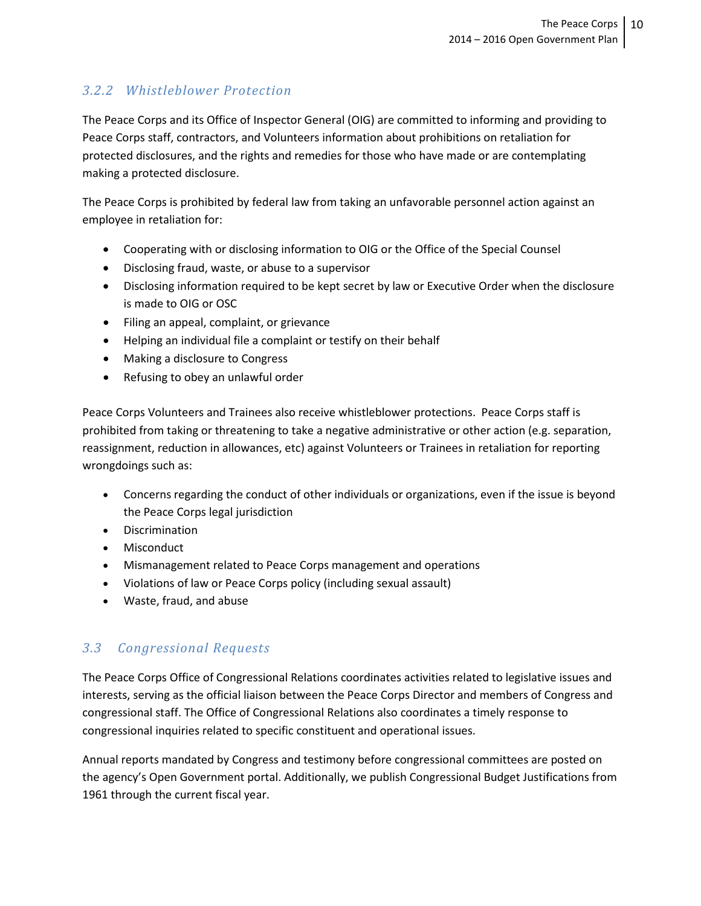### 3.2.2 Whistleblower Protection

The Peace Corps and its Office of Inspector General (OIG) are committed to informing and providing to Peace Corps staff, contractors, and Volunteers information about prohibitions on retaliation for protected disclosures, and the rights and remedies for those who have made or are contemplating making a protected disclosure.

The Peace Corps is prohibited by federal law from taking an unfavorable personnel action against an employee in retaliation for:

- Cooperating with or disclosing information to OIG or the Office of the Special Counsel
- Disclosing fraud, waste, or abuse to a supervisor
- Disclosing information required to be kept secret by law or Executive Order when the disclosure is made to OIG or OSC
- Filing an appeal, complaint, or grievance
- Helping an individual file a complaint or testify on their behalf
- Making a disclosure to Congress
- Refusing to obey an unlawful order

Peace Corps Volunteers and Trainees also receive whistleblower protections. Peace Corps staff is prohibited from taking or threatening to take a negative administrative or other action (e.g. separation, reassignment, reduction in allowances, etc) against Volunteers or Trainees in retaliation for reporting wrongdoings such as:

- Concerns regarding the conduct of other individuals or organizations, even if the issue is beyond the Peace Corps legal jurisdiction
- Discrimination
- Misconduct
- Mismanagement related to Peace Corps management and operations
- Violations of law or Peace Corps policy (including sexual assault)
- Waste, fraud, and abuse

## 3.3 Congressional Requests

The Peace Corps Office of Congressional Relations coordinates activities related to legislative issues and interests, serving as the official liaison between the Peace Corps Director and members of Congress and congressional staff. The Office of Congressional Relations also coordinates a timely response to congressional inquiries related to specific constituent and operational issues.

Annual reports mandated by Congress and testimony before congressional committees are posted on the agency's Open Government portal. Additionally, we publish Congressional Budget Justifications from 1961 through the current fiscal year.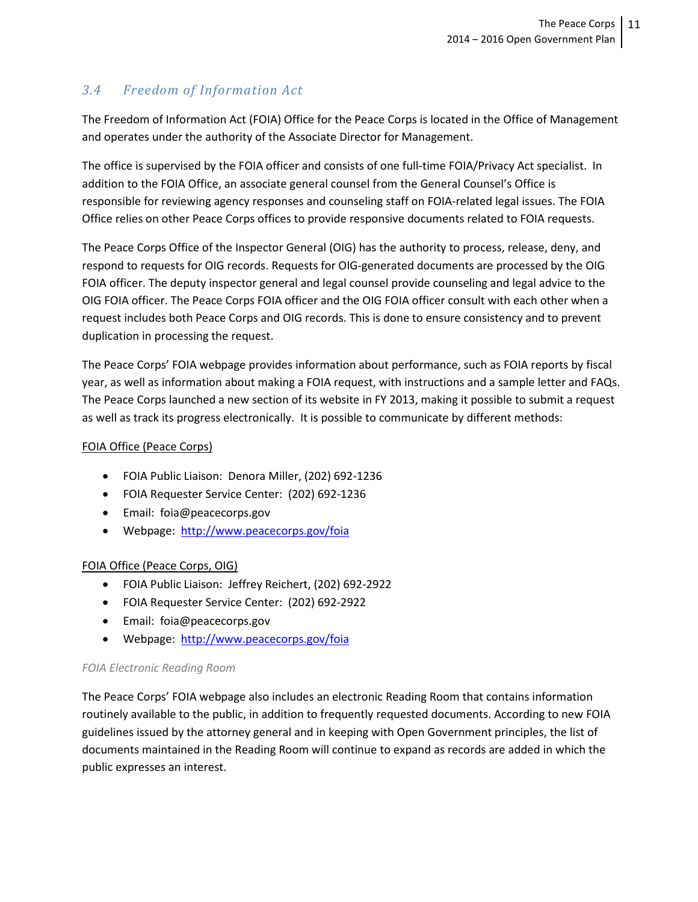### 3.4 Freedom of Information Act

The Freedom of Information Act (FOIA) Office for the Peace Corps is located in the Office of Management and operates under the authority of the Associate Director for Management.

The office is supervised by the FOIA officer and consists of one full-time FOIA/Privacy Act specialist. In addition to the FOIA Office, an associate general counsel from the General Counsel's Office is responsible for reviewing agency responses and counseling staff on FOIA-related legal issues. The FOIA Office relies on other Peace Corps offices to provide responsive documents related to FOIA requests.

The Peace Corps Office of the Inspector General (OIG) has the authority to process, release, deny, and respond to requests for OIG records. Requests for OIG-generated documents are processed by the OIG FOIA officer. The deputy inspector general and legal counsel provide counseling and legal advice to the OIG FOIA officer. The Peace Corps FOIA officer and the OIG FOIA officer consult with each other when a request includes both Peace Corps and OIG records. This is done to ensure consistency and to prevent duplication in processing the request.

The Peace Corps' FOIA webpage provides information about performance, such as FOIA reports by fiscal year, as well as information about making a FOIA request, with instructions and a sample letter and FAQs. The Peace Corps launched a new section of its website in FY 2013, making it possible to submit a request as well as track its progress electronically. It is possible to communicate by different methods:

<u>FOIA Office (Peace Corps)</u>

- FOIA Public Liaison: Denora Miller, (202) 692-1236
- FOIA Requester Service Center: (202) 692-1236
- Email: foia@peacecorps.gov
- Webpage: [http://www.peacecorps.gov/foia](http://www.peacecorps.gov/foia)

<u>FOIA Office (Peace Corps, OIG)</u>

- FOIA Public Liaison: Jeffrey Reichert, (202) 692-2922
- FOIA Requester Service Center: (202) 692-2922
- Email: foia@peacecorps.gov
- Webpage: [http://www.peacecorps.gov/foia](http://www.peacecorps.gov/foia)

*FOIA Electronic Reading Room*

The Peace Corps' FOIA webpage also includes an electronic Reading Room that contains information routinely available to the public, in addition to frequently requested documents. According to new FOIA guidelines issued by the attorney general and in keeping with Open Government principles, the list of documents maintained in the Reading Room will continue to expand as records are added in which the public expresses an interest.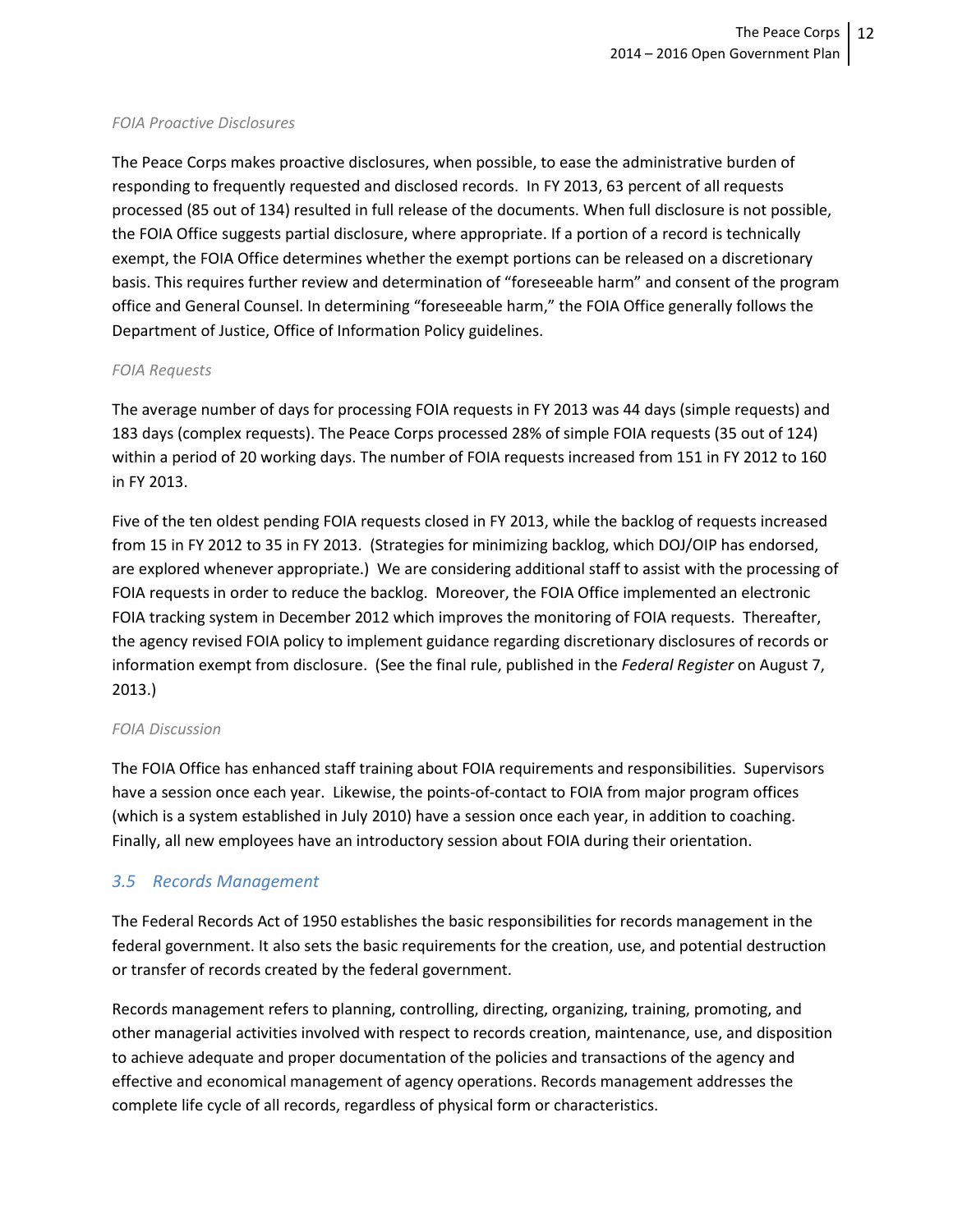*FOIA Proactive Disclosures*

The Peace Corps makes proactive disclosures, when possible, to ease the administrative burden of responding to frequently requested and disclosed records. In FY 2013, 63 percent of all requests processed (85 out of 134) resulted in full release of the documents. When full disclosure is not possible, the FOIA Office suggests partial disclosure, where appropriate. If a portion of a record is technically exempt, the FOIA Office determines whether the exempt portions can be released on a discretionary basis. This requires further review and determination of "foreseeable harm" and consent of the program office and General Counsel. In determining "foreseeable harm," the FOIA Office generally follows the Department of Justice, Office of Information Policy guidelines.

*FOIA Requests*

The average number of days for processing FOIA requests in FY 2013 was 44 days (simple requests) and 183 days (complex requests). The Peace Corps processed 28% of simple FOIA requests (35 out of 124) within a period of 20 working days. The number of FOIA requests increased from 151 in FY 2012 to 160 in FY 2013.

Five of the ten oldest pending FOIA requests closed in FY 2013, while the backlog of requests increased from 15 in FY 2012 to 35 in FY 2013. (Strategies for minimizing backlog, which DOJ/OIP has endorsed, are explored whenever appropriate.) We are considering additional staff to assist with the processing of FOIA requests in order to reduce the backlog. Moreover, the FOIA Office implemented an electronic FOIA tracking system in December 2012 which improves the monitoring of FOIA requests. Thereafter, the agency revised FOIA policy to implement guidance regarding discretionary disclosures of records or information exempt from disclosure. (See the final rule, published in the *Federal Register* on August 7, 2013.)

*FOIA Discussion*

The FOIA Office has enhanced staff training about FOIA requirements and responsibilities. Supervisors have a session once each year. Likewise, the points-of-contact to FOIA from major program offices (which is a system established in July 2010) have a session once each year, in addition to coaching. Finally, all new employees have an introductory session about FOIA during their orientation.

## 3.5 Records Management

The Federal Records Act of 1950 establishes the basic responsibilities for records management in the federal government. It also sets the basic requirements for the creation, use, and potential destruction or transfer of records created by the federal government.

Records management refers to planning, controlling, directing, organizing, training, promoting, and other managerial activities involved with respect to records creation, maintenance, use, and disposition to achieve adequate and proper documentation of the policies and transactions of the agency and effective and economical management of agency operations. Records management addresses the complete life cycle of all records, regardless of physical form or characteristics.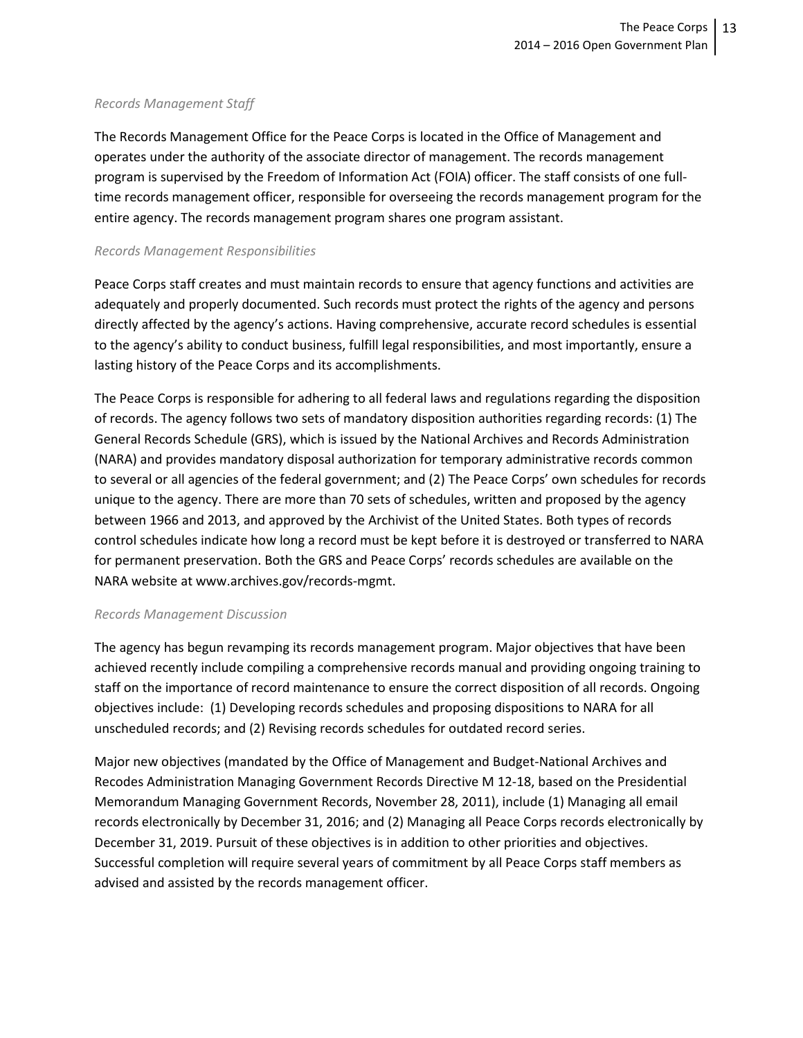*Records Management Staff*

The Records Management Office for the Peace Corps is located in the Office of Management and operates under the authority of the associate director of management. The records management program is supervised by the Freedom of Information Act (FOIA) officer. The staff consists of one full-time records management officer, responsible for overseeing the records management program for the entire agency. The records management program shares one program assistant.

*Records Management Responsibilities*

Peace Corps staff creates and must maintain records to ensure that agency functions and activities are adequately and properly documented. Such records must protect the rights of the agency and persons directly affected by the agency's actions. Having comprehensive, accurate record schedules is essential to the agency's ability to conduct business, fulfill legal responsibilities, and most importantly, ensure a lasting history of the Peace Corps and its accomplishments.

The Peace Corps is responsible for adhering to all federal laws and regulations regarding the disposition of records. The agency follows two sets of mandatory disposition authorities regarding records: (1) The General Records Schedule (GRS), which is issued by the National Archives and Records Administration (NARA) and provides mandatory disposal authorization for temporary administrative records common to several or all agencies of the federal government; and (2) The Peace Corps' own schedules for records unique to the agency. There are more than 70 sets of schedules, written and proposed by the agency between 1966 and 2013, and approved by the Archivist of the United States. Both types of records control schedules indicate how long a record must be kept before it is destroyed or transferred to NARA for permanent preservation. Both the GRS and Peace Corps' records schedules are available on the NARA website at www.archives.gov/records-mgmt.

*Records Management Discussion*

The agency has begun revamping its records management program. Major objectives that have been achieved recently include compiling a comprehensive records manual and providing ongoing training to staff on the importance of record maintenance to ensure the correct disposition of all records. Ongoing objectives include: (1) Developing records schedules and proposing dispositions to NARA for all unscheduled records; and (2) Revising records schedules for outdated record series.

Major new objectives (mandated by the Office of Management and Budget-National Archives and Recodes Administration Managing Government Records Directive M 12-18, based on the Presidential Memorandum Managing Government Records, November 28, 2011), include (1) Managing all email records electronically by December 31, 2016; and (2) Managing all Peace Corps records electronically by December 31, 2019. Pursuit of these objectives is in addition to other priorities and objectives. Successful completion will require several years of commitment by all Peace Corps staff members as advised and assisted by the records management officer.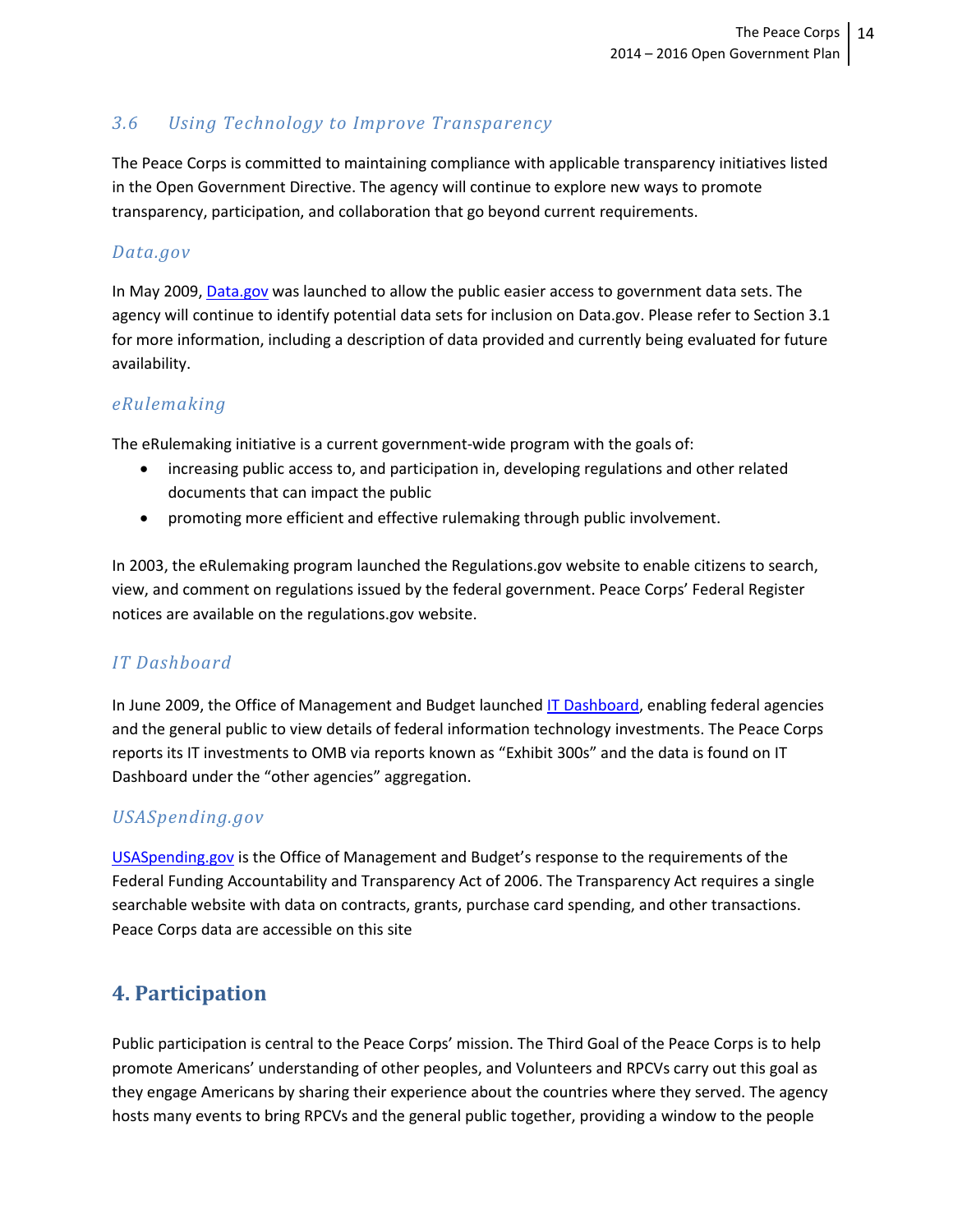### 3.6 Using Technology to Improve Transparency

The Peace Corps is committed to maintaining compliance with applicable transparency initiatives listed in the Open Government Directive. The agency will continue to explore new ways to promote transparency, participation, and collaboration that go beyond current requirements.

#### Data.gov

In May 2009, Data.gov was launched to allow the public easier access to government data sets. The agency will continue to identify potential data sets for inclusion on Data.gov. Please refer to Section 3.1 for more information, including a description of data provided and currently being evaluated for future availability.

#### eRulemaking

The eRulemaking initiative is a current government-wide program with the goals of:

- increasing public access to, and participation in, developing regulations and other related documents that can impact the public
- promoting more efficient and effective rulemaking through public involvement.

In 2003, the eRulemaking program launched the Regulations.gov website to enable citizens to search, view, and comment on regulations issued by the federal government. Peace Corps' Federal Register notices are available on the regulations.gov website.

#### IT Dashboard

In June 2009, the Office of Management and Budget launched IT Dashboard, enabling federal agencies and the general public to view details of federal information technology investments. The Peace Corps reports its IT investments to OMB via reports known as "Exhibit 300s" and the data is found on IT Dashboard under the "other agencies" aggregation.

#### USASpending.gov

USASpending.gov is the Office of Management and Budget's response to the requirements of the Federal Funding Accountability and Transparency Act of 2006. The Transparency Act requires a single searchable website with data on contracts, grants, purchase card spending, and other transactions. Peace Corps data are accessible on this site

## 4. Participation

Public participation is central to the Peace Corps' mission. The Third Goal of the Peace Corps is to help promote Americans' understanding of other peoples, and Volunteers and RPCVs carry out this goal as they engage Americans by sharing their experience about the countries where they served. The agency hosts many events to bring RPCVs and the general public together, providing a window to the people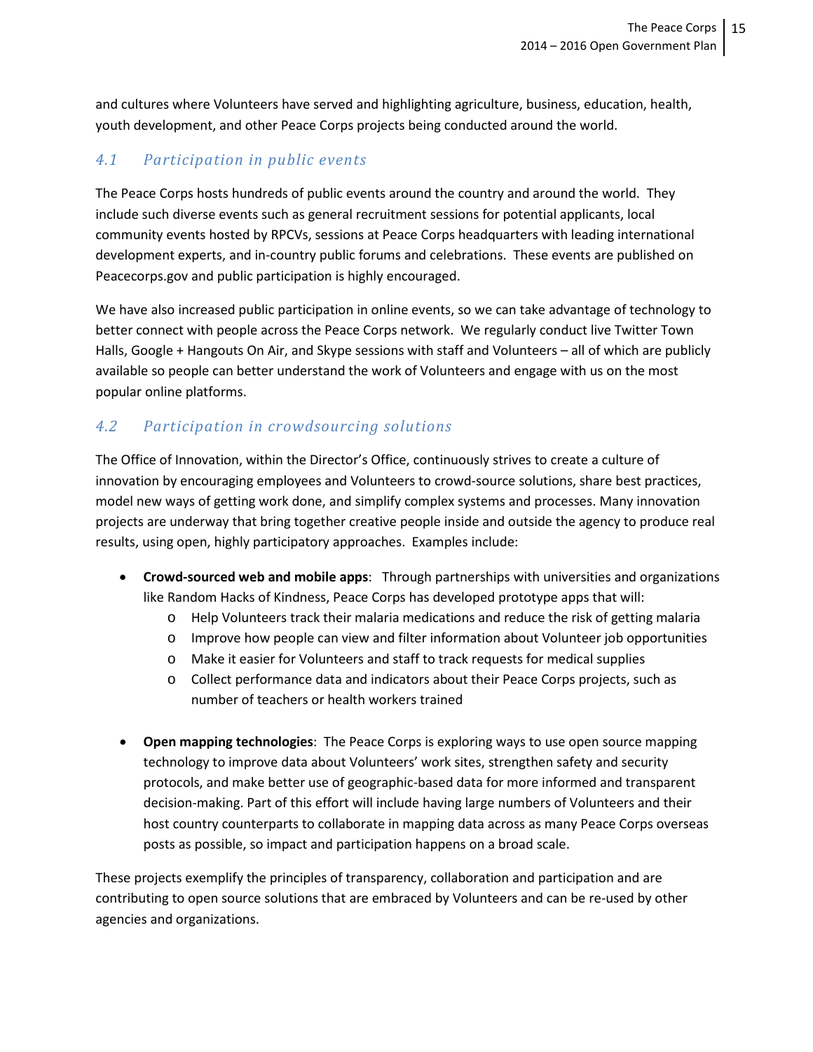and cultures where Volunteers have served and highlighting agriculture, business, education, health, youth development, and other Peace Corps projects being conducted around the world.

## *4.1 Participation in public events*

The Peace Corps hosts hundreds of public events around the country and around the world. They include such diverse events such as general recruitment sessions for potential applicants, local community events hosted by RPCVs, sessions at Peace Corps headquarters with leading international development experts, and in-country public forums and celebrations. These events are published on Peacecorps.gov and public participation is highly encouraged.

We have also increased public participation in online events, so we can take advantage of technology to better connect with people across the Peace Corps network. We regularly conduct live Twitter Town Halls, Google + Hangouts On Air, and Skype sessions with staff and Volunteers – all of which are publicly available so people can better understand the work of Volunteers and engage with us on the most popular online platforms.

## *4.2 Participation in crowdsourcing solutions*

The Office of Innovation, within the Director's Office, continuously strives to create a culture of innovation by encouraging employees and Volunteers to crowd-source solutions, share best practices, model new ways of getting work done, and simplify complex systems and processes. Many innovation projects are underway that bring together creative people inside and outside the agency to produce real results, using open, highly participatory approaches. Examples include:

- **Crowd-sourced web and mobile apps**: Through partnerships with universities and organizations like Random Hacks of Kindness, Peace Corps has developed prototype apps that will:
  - Help Volunteers track their malaria medications and reduce the risk of getting malaria
  - Improve how people can view and filter information about Volunteer job opportunities
  - Make it easier for Volunteers and staff to track requests for medical supplies
  - Collect performance data and indicators about their Peace Corps projects, such as number of teachers or health workers trained

- **Open mapping technologies**: The Peace Corps is exploring ways to use open source mapping technology to improve data about Volunteers' work sites, strengthen safety and security protocols, and make better use of geographic-based data for more informed and transparent decision-making. Part of this effort will include having large numbers of Volunteers and their host country counterparts to collaborate in mapping data across as many Peace Corps overseas posts as possible, so impact and participation happens on a broad scale.

These projects exemplify the principles of transparency, collaboration and participation and are contributing to open source solutions that are embraced by Volunteers and can be re-used by other agencies and organizations.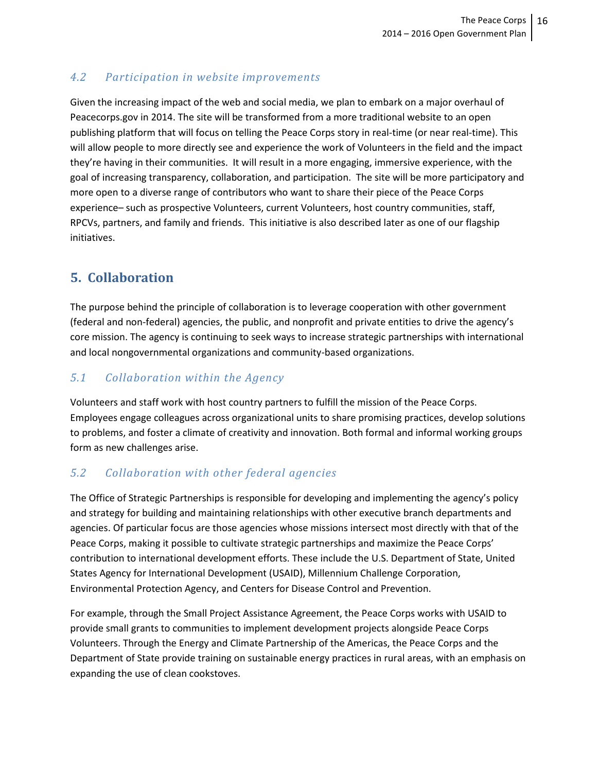### *4.2 Participation in website improvements*

Given the increasing impact of the web and social media, we plan to embark on a major overhaul of Peacecorps.gov in 2014. The site will be transformed from a more traditional website to an open publishing platform that will focus on telling the Peace Corps story in real-time (or near real-time). This will allow people to more directly see and experience the work of Volunteers in the field and the impact they're having in their communities. It will result in a more engaging, immersive experience, with the goal of increasing transparency, collaboration, and participation. The site will be more participatory and more open to a diverse range of contributors who want to share their piece of the Peace Corps experience– such as prospective Volunteers, current Volunteers, host country communities, staff, RPCVs, partners, and family and friends. This initiative is also described later as one of our flagship initiatives.

## 5. Collaboration

The purpose behind the principle of collaboration is to leverage cooperation with other government (federal and non-federal) agencies, the public, and nonprofit and private entities to drive the agency's core mission. The agency is continuing to seek ways to increase strategic partnerships with international and local nongovernmental organizations and community-based organizations.

### *5.1 Collaboration within the Agency*

Volunteers and staff work with host country partners to fulfill the mission of the Peace Corps. Employees engage colleagues across organizational units to share promising practices, develop solutions to problems, and foster a climate of creativity and innovation. Both formal and informal working groups form as new challenges arise.

### *5.2 Collaboration with other federal agencies*

The Office of Strategic Partnerships is responsible for developing and implementing the agency's policy and strategy for building and maintaining relationships with other executive branch departments and agencies. Of particular focus are those agencies whose missions intersect most directly with that of the Peace Corps, making it possible to cultivate strategic partnerships and maximize the Peace Corps' contribution to international development efforts. These include the U.S. Department of State, United States Agency for International Development (USAID), Millennium Challenge Corporation, Environmental Protection Agency, and Centers for Disease Control and Prevention.

For example, through the Small Project Assistance Agreement, the Peace Corps works with USAID to provide small grants to communities to implement development projects alongside Peace Corps Volunteers. Through the Energy and Climate Partnership of the Americas, the Peace Corps and the Department of State provide training on sustainable energy practices in rural areas, with an emphasis on expanding the use of clean cookstoves.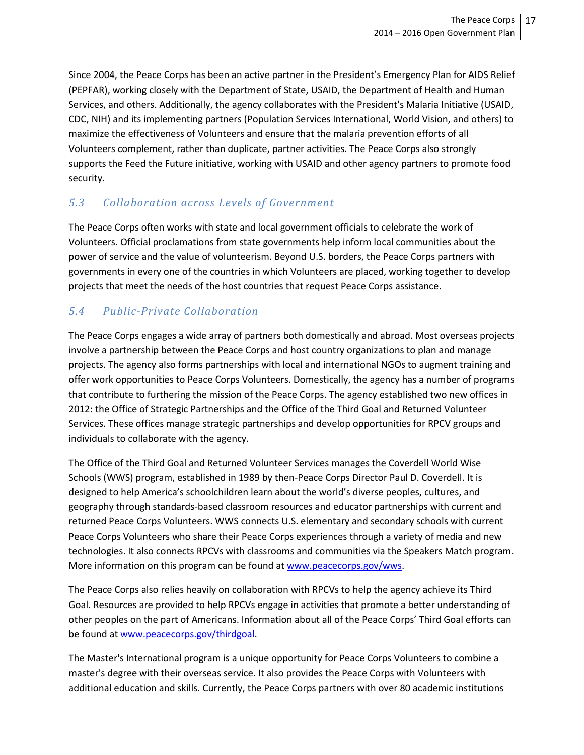Since 2004, the Peace Corps has been an active partner in the President's Emergency Plan for AIDS Relief (PEPFAR), working closely with the Department of State, USAID, the Department of Health and Human Services, and others. Additionally, the agency collaborates with the President's Malaria Initiative (USAID, CDC, NIH) and its implementing partners (Population Services International, World Vision, and others) to maximize the effectiveness of Volunteers and ensure that the malaria prevention efforts of all Volunteers complement, rather than duplicate, partner activities. The Peace Corps also strongly supports the Feed the Future initiative, working with USAID and other agency partners to promote food security.

### 5.3 Collaboration across Levels of Government

The Peace Corps often works with state and local government officials to celebrate the work of Volunteers. Official proclamations from state governments help inform local communities about the power of service and the value of volunteerism. Beyond U.S. borders, the Peace Corps partners with governments in every one of the countries in which Volunteers are placed, working together to develop projects that meet the needs of the host countries that request Peace Corps assistance.

### 5.4 Public-Private Collaboration

The Peace Corps engages a wide array of partners both domestically and abroad. Most overseas projects involve a partnership between the Peace Corps and host country organizations to plan and manage projects. The agency also forms partnerships with local and international NGOs to augment training and offer work opportunities to Peace Corps Volunteers. Domestically, the agency has a number of programs that contribute to furthering the mission of the Peace Corps. The agency established two new offices in 2012: the Office of Strategic Partnerships and the Office of the Third Goal and Returned Volunteer Services. These offices manage strategic partnerships and develop opportunities for RPCV groups and individuals to collaborate with the agency.

The Office of the Third Goal and Returned Volunteer Services manages the Coverdell World Wise Schools (WWS) program, established in 1989 by then-Peace Corps Director Paul D. Coverdell. It is designed to help America's schoolchildren learn about the world's diverse peoples, cultures, and geography through standards-based classroom resources and educator partnerships with current and returned Peace Corps Volunteers. WWS connects U.S. elementary and secondary schools with current Peace Corps Volunteers who share their Peace Corps experiences through a variety of media and new technologies. It also connects RPCVs with classrooms and communities via the Speakers Match program. More information on this program can be found at www.peacecorps.gov/wws.

The Peace Corps also relies heavily on collaboration with RPCVs to help the agency achieve its Third Goal. Resources are provided to help RPCVs engage in activities that promote a better understanding of other peoples on the part of Americans. Information about all of the Peace Corps' Third Goal efforts can be found at www.peacecorps.gov/thirdgoal.

The Master's International program is a unique opportunity for Peace Corps Volunteers to combine a master's degree with their overseas service. It also provides the Peace Corps with Volunteers with additional education and skills. Currently, the Peace Corps partners with over 80 academic institutions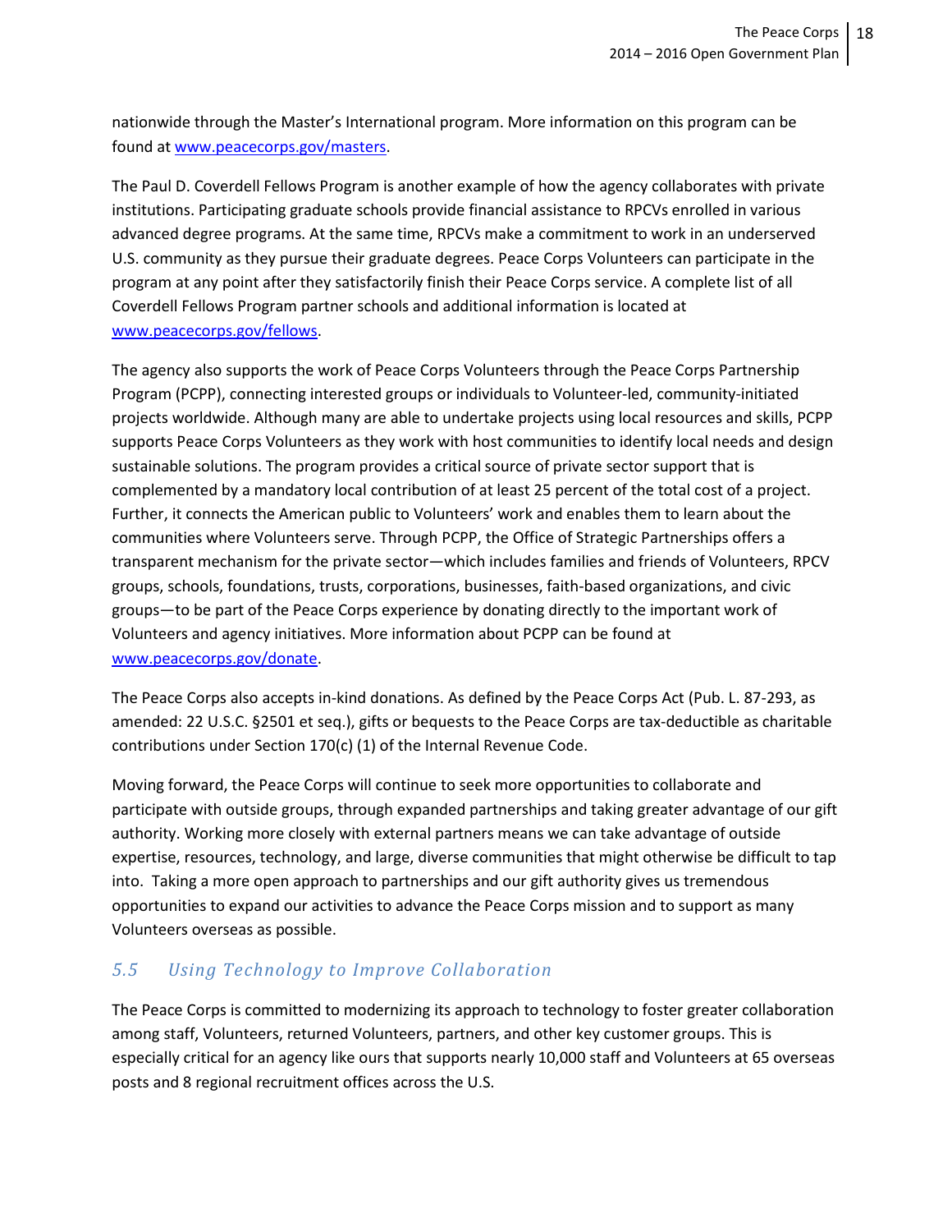nationwide through the Master's International program. More information on this program can be found at [www.peacecorps.gov/masters](www.peacecorps.gov/masters).

The Paul D. Coverdell Fellows Program is another example of how the agency collaborates with private institutions. Participating graduate schools provide financial assistance to RPCVs enrolled in various advanced degree programs. At the same time, RPCVs make a commitment to work in an underserved U.S. community as they pursue their graduate degrees. Peace Corps Volunteers can participate in the program at any point after they satisfactorily finish their Peace Corps service. A complete list of all Coverdell Fellows Program partner schools and additional information is located at [www.peacecorps.gov/fellows](www.peacecorps.gov/fellows).

The agency also supports the work of Peace Corps Volunteers through the Peace Corps Partnership Program (PCPP), connecting interested groups or individuals to Volunteer-led, community-initiated projects worldwide. Although many are able to undertake projects using local resources and skills, PCPP supports Peace Corps Volunteers as they work with host communities to identify local needs and design sustainable solutions. The program provides a critical source of private sector support that is complemented by a mandatory local contribution of at least 25 percent of the total cost of a project. Further, it connects the American public to Volunteers' work and enables them to learn about the communities where Volunteers serve. Through PCPP, the Office of Strategic Partnerships offers a transparent mechanism for the private sector—which includes families and friends of Volunteers, RPCV groups, schools, foundations, trusts, corporations, businesses, faith-based organizations, and civic groups—to be part of the Peace Corps experience by donating directly to the important work of Volunteers and agency initiatives. More information about PCPP can be found at [www.peacecorps.gov/donate](www.peacecorps.gov/donate).

The Peace Corps also accepts in-kind donations. As defined by the Peace Corps Act (Pub. L. 87-293, as amended: 22 U.S.C. §2501 et seq.), gifts or bequests to the Peace Corps are tax-deductible as charitable contributions under Section 170(c) (1) of the Internal Revenue Code.

Moving forward, the Peace Corps will continue to seek more opportunities to collaborate and participate with outside groups, through expanded partnerships and taking greater advantage of our gift authority. Working more closely with external partners means we can take advantage of outside expertise, resources, technology, and large, diverse communities that might otherwise be difficult to tap into. Taking a more open approach to partnerships and our gift authority gives us tremendous opportunities to expand our activities to advance the Peace Corps mission and to support as many Volunteers overseas as possible.

### 5.5 Using Technology to Improve Collaboration

The Peace Corps is committed to modernizing its approach to technology to foster greater collaboration among staff, Volunteers, returned Volunteers, partners, and other key customer groups. This is especially critical for an agency like ours that supports nearly 10,000 staff and Volunteers at 65 overseas posts and 8 regional recruitment offices across the U.S.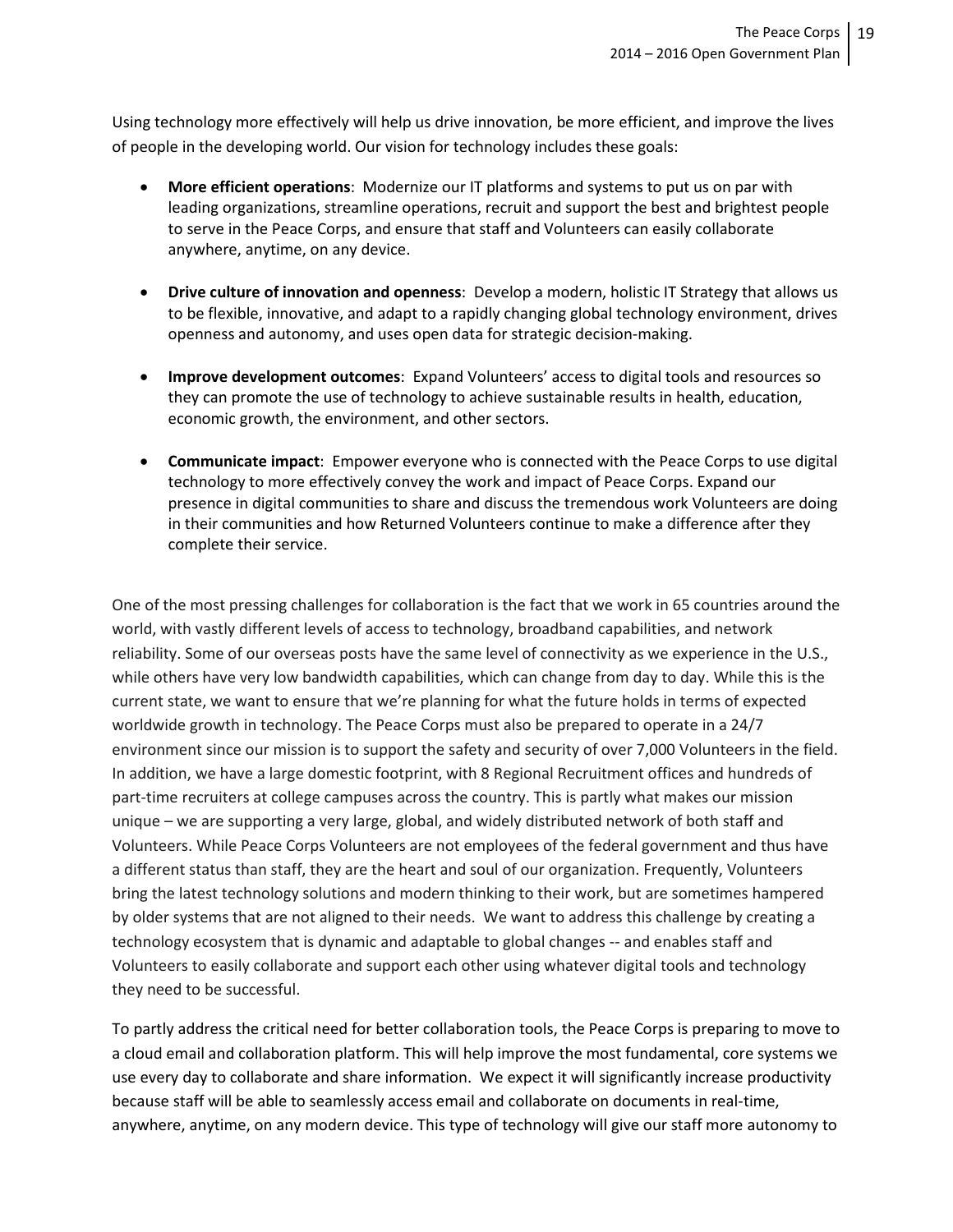Using technology more effectively will help us drive innovation, be more efficient, and improve the lives of people in the developing world. Our vision for technology includes these goals:

- **More efficient operations**: Modernize our IT platforms and systems to put us on par with leading organizations, streamline operations, recruit and support the best and brightest people to serve in the Peace Corps, and ensure that staff and Volunteers can easily collaborate anywhere, anytime, on any device.

- **Drive culture of innovation and openness**: Develop a modern, holistic IT Strategy that allows us to be flexible, innovative, and adapt to a rapidly changing global technology environment, drives openness and autonomy, and uses open data for strategic decision-making.

- **Improve development outcomes**: Expand Volunteers' access to digital tools and resources so they can promote the use of technology to achieve sustainable results in health, education, economic growth, the environment, and other sectors.

- **Communicate impact**: Empower everyone who is connected with the Peace Corps to use digital technology to more effectively convey the work and impact of Peace Corps. Expand our presence in digital communities to share and discuss the tremendous work Volunteers are doing in their communities and how Returned Volunteers continue to make a difference after they complete their service.

One of the most pressing challenges for collaboration is the fact that we work in 65 countries around the world, with vastly different levels of access to technology, broadband capabilities, and network reliability. Some of our overseas posts have the same level of connectivity as we experience in the U.S., while others have very low bandwidth capabilities, which can change from day to day. While this is the current state, we want to ensure that we're planning for what the future holds in terms of expected worldwide growth in technology. The Peace Corps must also be prepared to operate in a 24/7 environment since our mission is to support the safety and security of over 7,000 Volunteers in the field. In addition, we have a large domestic footprint, with 8 Regional Recruitment offices and hundreds of part-time recruiters at college campuses across the country. This is partly what makes our mission unique – we are supporting a very large, global, and widely distributed network of both staff and Volunteers. While Peace Corps Volunteers are not employees of the federal government and thus have a different status than staff, they are the heart and soul of our organization. Frequently, Volunteers bring the latest technology solutions and modern thinking to their work, but are sometimes hampered by older systems that are not aligned to their needs. We want to address this challenge by creating a technology ecosystem that is dynamic and adaptable to global changes -- and enables staff and Volunteers to easily collaborate and support each other using whatever digital tools and technology they need to be successful.

To partly address the critical need for better collaboration tools, the Peace Corps is preparing to move to a cloud email and collaboration platform. This will help improve the most fundamental, core systems we use every day to collaborate and share information. We expect it will significantly increase productivity because staff will be able to seamlessly access email and collaborate on documents in real-time, anywhere, anytime, on any modern device. This type of technology will give our staff more autonomy to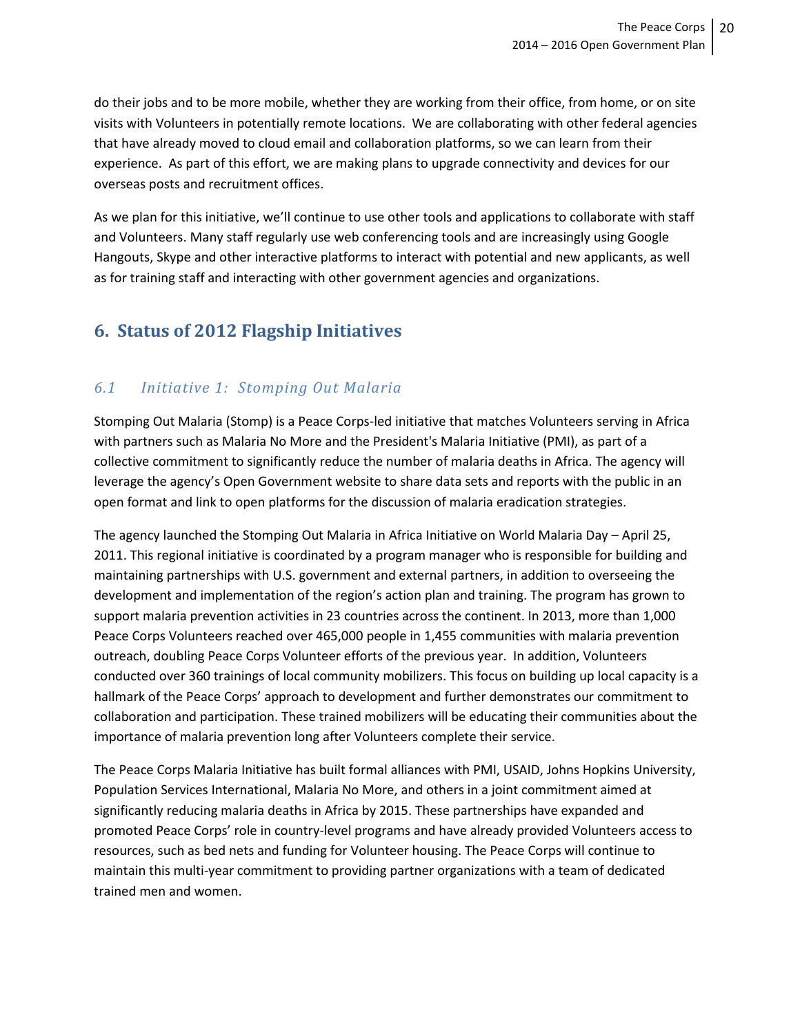do their jobs and to be more mobile, whether they are working from their office, from home, or on site visits with Volunteers in potentially remote locations. We are collaborating with other federal agencies that have already moved to cloud email and collaboration platforms, so we can learn from their experience. As part of this effort, we are making plans to upgrade connectivity and devices for our overseas posts and recruitment offices.

As we plan for this initiative, we'll continue to use other tools and applications to collaborate with staff and Volunteers. Many staff regularly use web conferencing tools and are increasingly using Google Hangouts, Skype and other interactive platforms to interact with potential and new applicants, as well as for training staff and interacting with other government agencies and organizations.

# 6. Status of 2012 Flagship Initiatives

## *6.1 Initiative 1: Stomping Out Malaria*

Stomping Out Malaria (Stomp) is a Peace Corps-led initiative that matches Volunteers serving in Africa with partners such as Malaria No More and the President's Malaria Initiative (PMI), as part of a collective commitment to significantly reduce the number of malaria deaths in Africa. The agency will leverage the agency's Open Government website to share data sets and reports with the public in an open format and link to open platforms for the discussion of malaria eradication strategies.

The agency launched the Stomping Out Malaria in Africa Initiative on World Malaria Day – April 25, 2011. This regional initiative is coordinated by a program manager who is responsible for building and maintaining partnerships with U.S. government and external partners, in addition to overseeing the development and implementation of the region's action plan and training. The program has grown to support malaria prevention activities in 23 countries across the continent. In 2013, more than 1,000 Peace Corps Volunteers reached over 465,000 people in 1,455 communities with malaria prevention outreach, doubling Peace Corps Volunteer efforts of the previous year. In addition, Volunteers conducted over 360 trainings of local community mobilizers. This focus on building up local capacity is a hallmark of the Peace Corps' approach to development and further demonstrates our commitment to collaboration and participation. These trained mobilizers will be educating their communities about the importance of malaria prevention long after Volunteers complete their service.

The Peace Corps Malaria Initiative has built formal alliances with PMI, USAID, Johns Hopkins University, Population Services International, Malaria No More, and others in a joint commitment aimed at significantly reducing malaria deaths in Africa by 2015. These partnerships have expanded and promoted Peace Corps' role in country-level programs and have already provided Volunteers access to resources, such as bed nets and funding for Volunteer housing. The Peace Corps will continue to maintain this multi-year commitment to providing partner organizations with a team of dedicated trained men and women.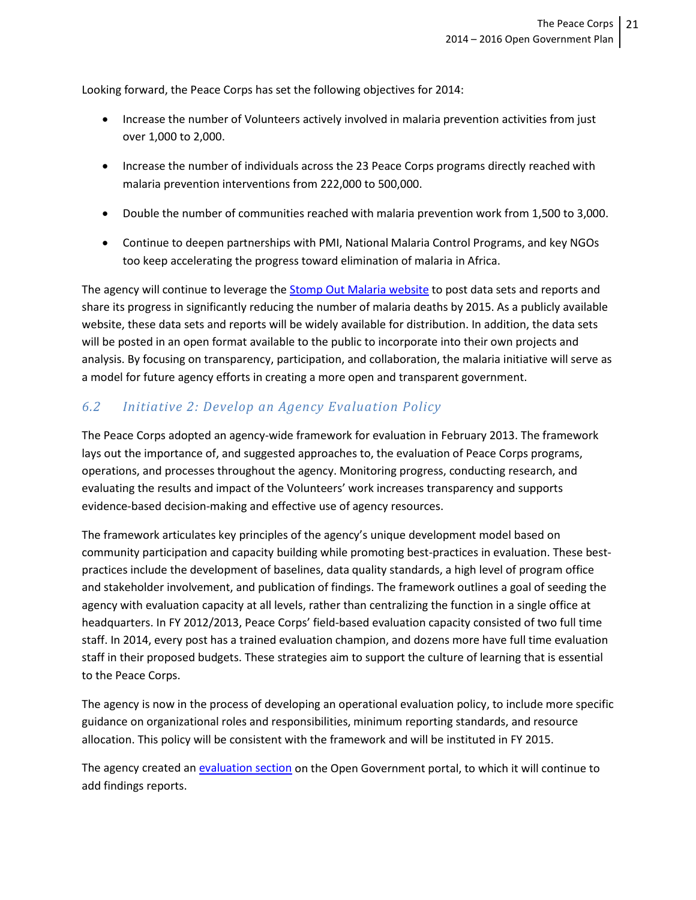Looking forward, the Peace Corps has set the following objectives for 2014:

- Increase the number of Volunteers actively involved in malaria prevention activities from just over 1,000 to 2,000.
- Increase the number of individuals across the 23 Peace Corps programs directly reached with malaria prevention interventions from 222,000 to 500,000.
- Double the number of communities reached with malaria prevention work from 1,500 to 3,000.
- Continue to deepen partnerships with PMI, National Malaria Control Programs, and key NGOs too keep accelerating the progress toward elimination of malaria in Africa.

The agency will continue to leverage the Stomp Out Malaria website to post data sets and reports and share its progress in significantly reducing the number of malaria deaths by 2015. As a publicly available website, these data sets and reports will be widely available for distribution. In addition, the data sets will be posted in an open format available to the public to incorporate into their own projects and analysis. By focusing on transparency, participation, and collaboration, the malaria initiative will serve as a model for future agency efforts in creating a more open and transparent government.

## 6.2 Initiative 2: Develop an Agency Evaluation Policy

The Peace Corps adopted an agency-wide framework for evaluation in February 2013. The framework lays out the importance of, and suggested approaches to, the evaluation of Peace Corps programs, operations, and processes throughout the agency. Monitoring progress, conducting research, and evaluating the results and impact of the Volunteers' work increases transparency and supports evidence-based decision-making and effective use of agency resources.

The framework articulates key principles of the agency's unique development model based on community participation and capacity building while promoting best-practices in evaluation. These best-practices include the development of baselines, data quality standards, a high level of program office and stakeholder involvement, and publication of findings. The framework outlines a goal of seeding the agency with evaluation capacity at all levels, rather than centralizing the function in a single office at headquarters. In FY 2012/2013, Peace Corps' field-based evaluation capacity consisted of two full time staff. In 2014, every post has a trained evaluation champion, and dozens more have full time evaluation staff in their proposed budgets. These strategies aim to support the culture of learning that is essential to the Peace Corps.

The agency is now in the process of developing an operational evaluation policy, to include more specific guidance on organizational roles and responsibilities, minimum reporting standards, and resource allocation. This policy will be consistent with the framework and will be instituted in FY 2015.

The agency created an evaluation section on the Open Government portal, to which it will continue to add findings reports.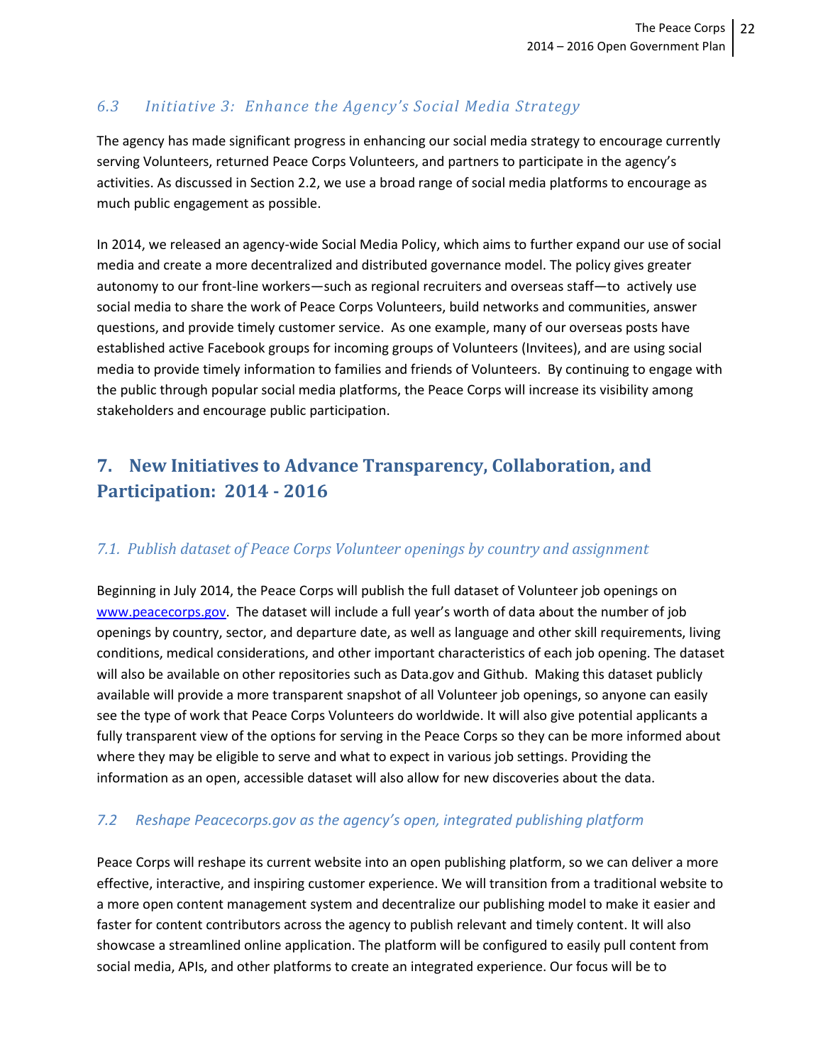### 6.3 Initiative 3: Enhance the Agency's Social Media Strategy

The agency has made significant progress in enhancing our social media strategy to encourage currently serving Volunteers, returned Peace Corps Volunteers, and partners to participate in the agency's activities. As discussed in Section 2.2, we use a broad range of social media platforms to encourage as much public engagement as possible.

In 2014, we released an agency-wide Social Media Policy, which aims to further expand our use of social media and create a more decentralized and distributed governance model. The policy gives greater autonomy to our front-line workers—such as regional recruiters and overseas staff—to actively use social media to share the work of Peace Corps Volunteers, build networks and communities, answer questions, and provide timely customer service. As one example, many of our overseas posts have established active Facebook groups for incoming groups of Volunteers (Invitees), and are using social media to provide timely information to families and friends of Volunteers. By continuing to engage with the public through popular social media platforms, the Peace Corps will increase its visibility among stakeholders and encourage public participation.

## 7. New Initiatives to Advance Transparency, Collaboration, and Participation: 2014 - 2016

### 7.1. Publish dataset of Peace Corps Volunteer openings by country and assignment

Beginning in July 2014, the Peace Corps will publish the full dataset of Volunteer job openings on www.peacecorps.gov. The dataset will include a full year's worth of data about the number of job openings by country, sector, and departure date, as well as language and other skill requirements, living conditions, medical considerations, and other important characteristics of each job opening. The dataset will also be available on other repositories such as Data.gov and Github. Making this dataset publicly available will provide a more transparent snapshot of all Volunteer job openings, so anyone can easily see the type of work that Peace Corps Volunteers do worldwide. It will also give potential applicants a fully transparent view of the options for serving in the Peace Corps so they can be more informed about where they may be eligible to serve and what to expect in various job settings. Providing the information as an open, accessible dataset will also allow for new discoveries about the data.

### 7.2 Reshape Peacecorps.gov as the agency's open, integrated publishing platform

Peace Corps will reshape its current website into an open publishing platform, so we can deliver a more effective, interactive, and inspiring customer experience. We will transition from a traditional website to a more open content management system and decentralize our publishing model to make it easier and faster for content contributors across the agency to publish relevant and timely content. It will also showcase a streamlined online application. The platform will be configured to easily pull content from social media, APIs, and other platforms to create an integrated experience. Our focus will be to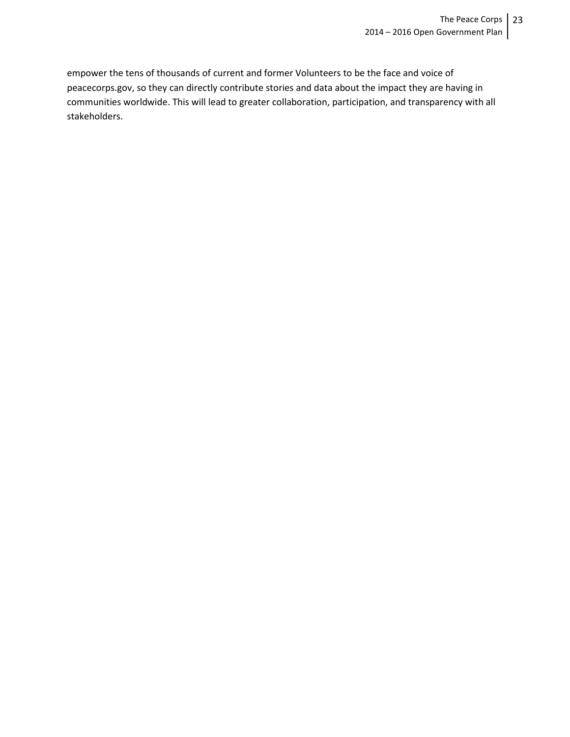empower the tens of thousands of current and former Volunteers to be the face and voice of peacecorps.gov, so they can directly contribute stories and data about the impact they are having in communities worldwide. This will lead to greater collaboration, participation, and transparency with all stakeholders.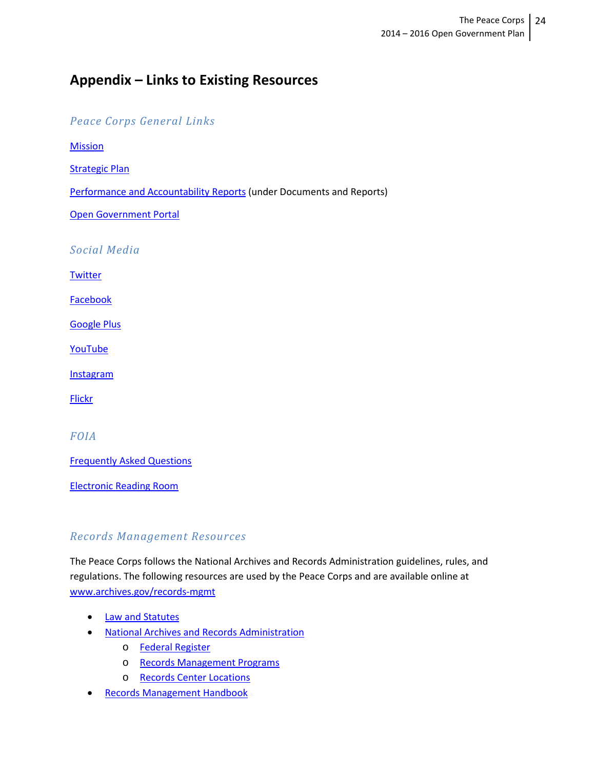# Appendix – Links to Existing Resources

## *Peace Corps General Links*

Mission

Strategic Plan

Performance and Accountability Reports (under Documents and Reports)

Open Government Portal

## *Social Media*

Twitter

Facebook

Google Plus

YouTube

Instagram

Flickr

## *FOIA*

Frequently Asked Questions

Electronic Reading Room

## *Records Management Resources*

The Peace Corps follows the National Archives and Records Administration guidelines, rules, and regulations. The following resources are used by the Peace Corps and are available online at www.archives.gov/records-mgmt

- Law and Statutes
- National Archives and Records Administration
  - Federal Register
  - Records Management Programs
  - Records Center Locations
- Records Management Handbook